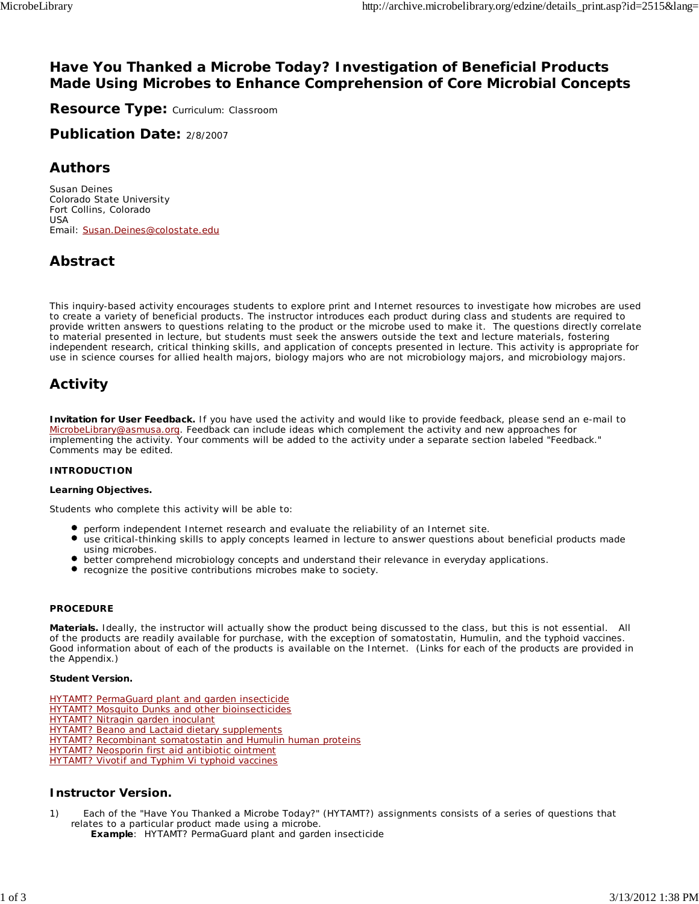# Have You Thanked a Microbe Today? Investigation of Beneficial Products Made Using Microbes to Enhance Comprehension of Core Microbial Concepts

## Resource Type: Curriculum: Classroom

## Publication Date: 2/8/2007

## Authors

Susan Deines
Colorado State University
Fort Collins, Colorado
USA
Email: Susan.Deines@colostate.edu

## Abstract

This inquiry-based activity encourages students to explore print and Internet resources to investigate how microbes are used to create a variety of beneficial products. The instructor introduces each product during class and students are required to provide written answers to questions relating to the product or the microbe used to make it. The questions directly correlate to material presented in lecture, but students must seek the answers outside the text and lecture materials, fostering independent research, critical thinking skills, and application of concepts presented in lecture. This activity is appropriate for use in science courses for allied health majors, biology majors who are not microbiology majors, and microbiology majors.

## Activity

**Invitation for User Feedback.** If you have used the activity and would like to provide feedback, please send an e-mail to MicrobeLibrary@asmusa.org. Feedback can include ideas which complement the activity and new approaches for implementing the activity. Your comments will be added to the activity under a separate section labeled "Feedback." Comments may be edited.

**INTRODUCTION**

**Learning Objectives.**

Students who complete this activity will be able to:

- perform independent Internet research and evaluate the reliability of an Internet site.
- use critical-thinking skills to apply concepts learned in lecture to answer questions about beneficial products made using microbes.
- better comprehend microbiology concepts and understand their relevance in everyday applications.
- recognize the positive contributions microbes make to society.

**PROCEDURE**

**Materials.** Ideally, the instructor will actually show the product being discussed to the class, but this is not essential. All of the products are readily available for purchase, with the exception of somatostatin, Humulin, and the typhoid vaccines. Good information about of each of the products is available on the Internet. (Links for each of the products are provided in the Appendix.)

**Student Version.**

HYTAMT? PermaGuard plant and garden insecticide
HYTAMT? Mosquito Dunks and other bioinsecticides
HYTAMT? Nitragin garden inoculant
HYTAMT? Beano and Lactaid dietary supplements
HYTAMT? Recombinant somatostatin and Humulin human proteins
HYTAMT? Neosporin first aid antibiotic ointment
HYTAMT? Vivotif and Typhim Vi typhoid vaccines

## Instructor Version.

1) Each of the "Have You Thanked a Microbe Today?" (HYTAMT?) assignments consists of a series of questions that relates to a particular product made using a microbe.
   **Example**: HYTAMT? PermaGuard plant and garden insecticide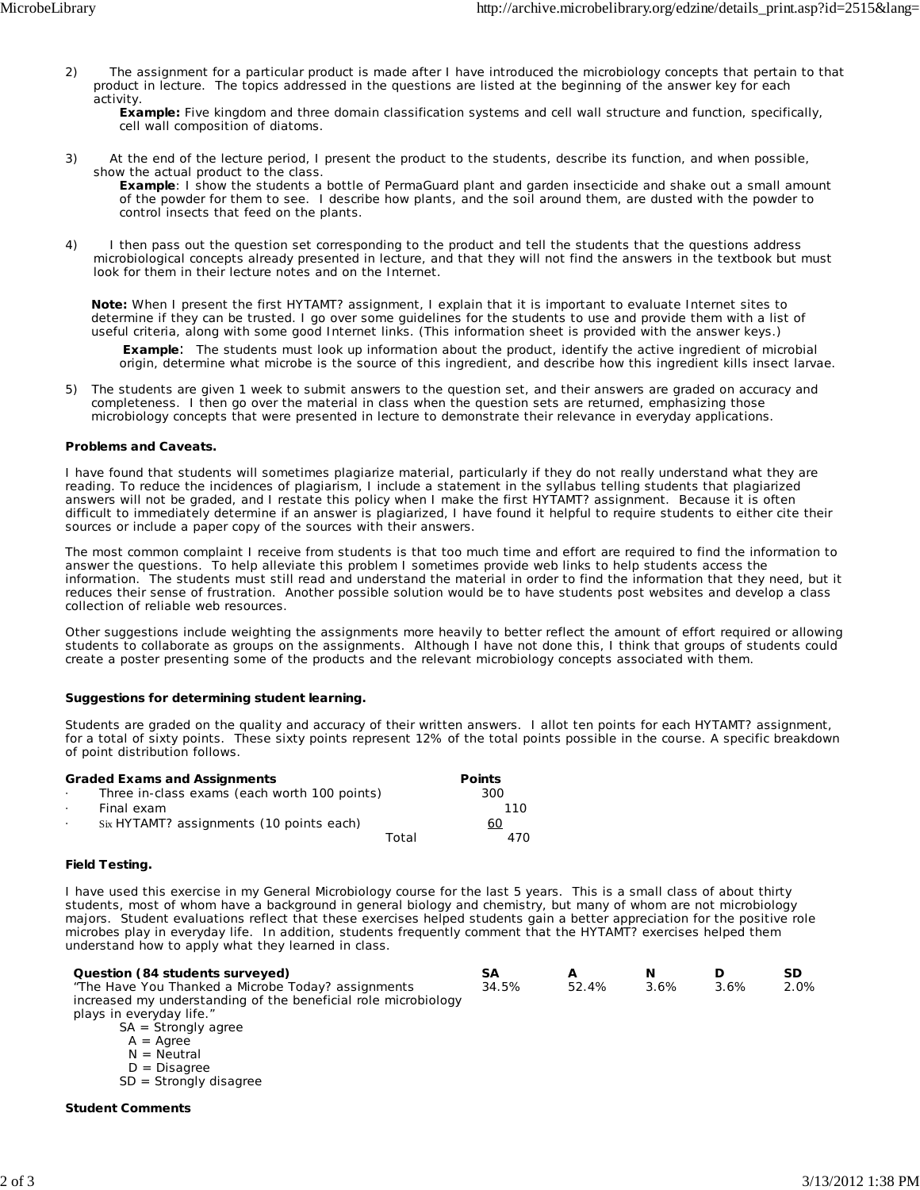2) The assignment for a particular product is made after I have introduced the microbiology concepts that pertain to that product in lecture. The topics addressed in the questions are listed at the beginning of the answer key for each activity.

   **Example:** Five kingdom and three domain classification systems and cell wall structure and function, specifically, cell wall composition of diatoms.

3) At the end of the lecture period, I present the product to the students, describe its function, and when possible, show the actual product to the class.

   **Example**: I show the students a bottle of PermaGuard plant and garden insecticide and shake out a small amount of the powder for them to see. I describe how plants, and the soil around them, are dusted with the powder to control insects that feed on the plants.

4) I then pass out the question set corresponding to the product and tell the students that the questions address microbiological concepts already presented in lecture, and that they will not find the answers in the textbook but must look for them in their lecture notes and on the Internet.

   **Note:** When I present the first HYTAMT? assignment, I explain that it is important to evaluate Internet sites to determine if they can be trusted. I go over some guidelines for the students to use and provide them with a list of useful criteria, along with some good Internet links. (This information sheet is provided with the answer keys.)

   **Example**: The students must look up information about the product, identify the active ingredient of microbial origin, determine what microbe is the source of this ingredient, and describe how this ingredient kills insect larvae.

5) The students are given 1 week to submit answers to the question set, and their answers are graded on accuracy and completeness. I then go over the material in class when the question sets are returned, emphasizing those microbiology concepts that were presented in lecture to demonstrate their relevance in everyday applications.

**Problems and Caveats.**

I have found that students will sometimes plagiarize material, particularly if they do not really understand what they are reading. To reduce the incidences of plagiarism, I include a statement in the syllabus telling students that plagiarized answers will not be graded, and I restate this policy when I make the first HYTAMT? assignment. Because it is often difficult to immediately determine if an answer is plagiarized, I have found it helpful to require students to either cite their sources or include a paper copy of the sources with their answers.

The most common complaint I receive from students is that too much time and effort are required to find the information to answer the questions. To help alleviate this problem I sometimes provide web links to help students access the information. The students must still read and understand the material in order to find the information that they need, but it reduces their sense of frustration. Another possible solution would be to have students post websites and develop a class collection of reliable web resources.

Other suggestions include weighting the assignments more heavily to better reflect the amount of effort required or allowing students to collaborate as groups on the assignments. Although I have not done this, I think that groups of students could create a poster presenting some of the products and the relevant microbiology concepts associated with them.

**Suggestions for determining student learning.**

Students are graded on the quality and accuracy of their written answers. I allot ten points for each HYTAMT? assignment, for a total of sixty points. These sixty points represent 12% of the total points possible in the course. A specific breakdown of point distribution follows.

| Graded Exams and Assignments | Points |
|---|---|
| · Three in-class exams (each worth 100 points) | 300 |
| · Final exam | 110 |
| · Six HYTAMT? assignments (10 points each) | 60 |
| Total | 470 |

**Field Testing.**

I have used this exercise in my General Microbiology course for the last 5 years. This is a small class of about thirty students, most of whom have a background in general biology and chemistry, but many of whom are not microbiology majors. Student evaluations reflect that these exercises helped students gain a better appreciation for the positive role microbes play in everyday life. In addition, students frequently comment that the HYTAMT? exercises helped them understand how to apply what they learned in class.

| Question (84 students surveyed) | SA | A | N | D | SD |
|---|---|---|---|---|---|
| "The Have You Thanked a Microbe Today? assignments increased my understanding of the beneficial role microbiology plays in everyday life." | 34.5% | 52.4% | 3.6% | 3.6% | 2.0% |

SA = Strongly agree
A = Agree
N = Neutral
D = Disagree
SD = Strongly disagree

**Student Comments**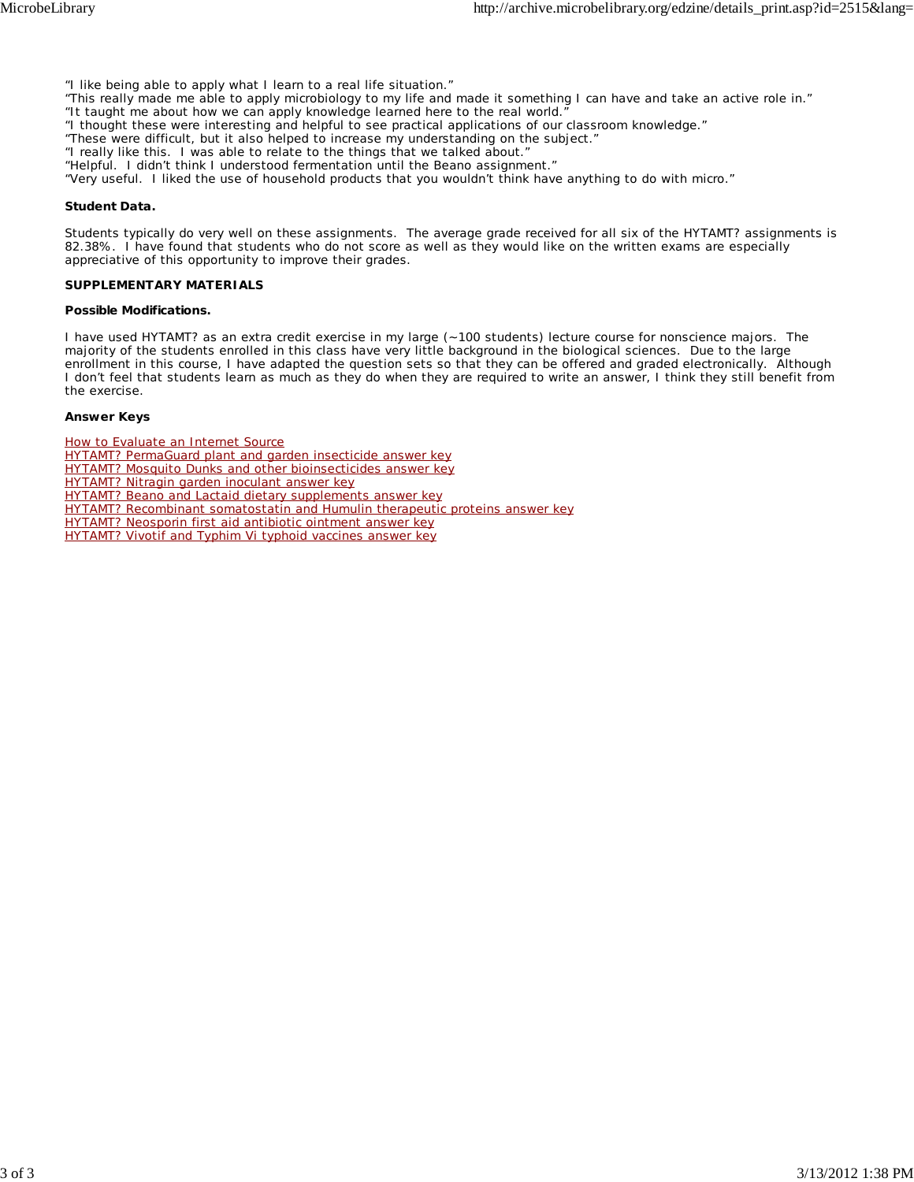"I like being able to apply what I learn to a real life situation."
"This really made me able to apply microbiology to my life and made it something I can have and take an active role in."
"It taught me about how we can apply knowledge learned here to the real world."
"I thought these were interesting and helpful to see practical applications of our classroom knowledge."
"These were difficult, but it also helped to increase my understanding on the subject."
"I really like this. I was able to relate to the things that we talked about."
"Helpful. I didn't think I understood fermentation until the Beano assignment."
"Very useful. I liked the use of household products that you wouldn't think have anything to do with micro."

**Student Data.**

Students typically do very well on these assignments. The average grade received for all six of the HYTAMT? assignments is 82.38%. I have found that students who do not score as well as they would like on the written exams are especially appreciative of this opportunity to improve their grades.

**SUPPLEMENTARY MATERIALS**

**Possible Modifications.**

I have used HYTAMT? as an extra credit exercise in my large (~100 students) lecture course for nonscience majors. The majority of the students enrolled in this class have very little background in the biological sciences. Due to the large enrollment in this course, I have adapted the question sets so that they can be offered and graded electronically. Although I don't feel that students learn as much as they do when they are required to write an answer, I think they still benefit from the exercise.

**Answer Keys**

How to Evaluate an Internet Source
HYTAMT? PermaGuard plant and garden insecticide answer key
HYTAMT? Mosquito Dunks and other bioinsecticides answer key
HYTAMT? Nitragin garden inoculant answer key
HYTAMT? Beano and Lactaid dietary supplements answer key
HYTAMT? Recombinant somatostatin and Humulin therapeutic proteins answer key
HYTAMT? Neosporin first aid antibiotic ointment answer key
HYTAMT? Vivotif and Typhim Vi typhoid vaccines answer key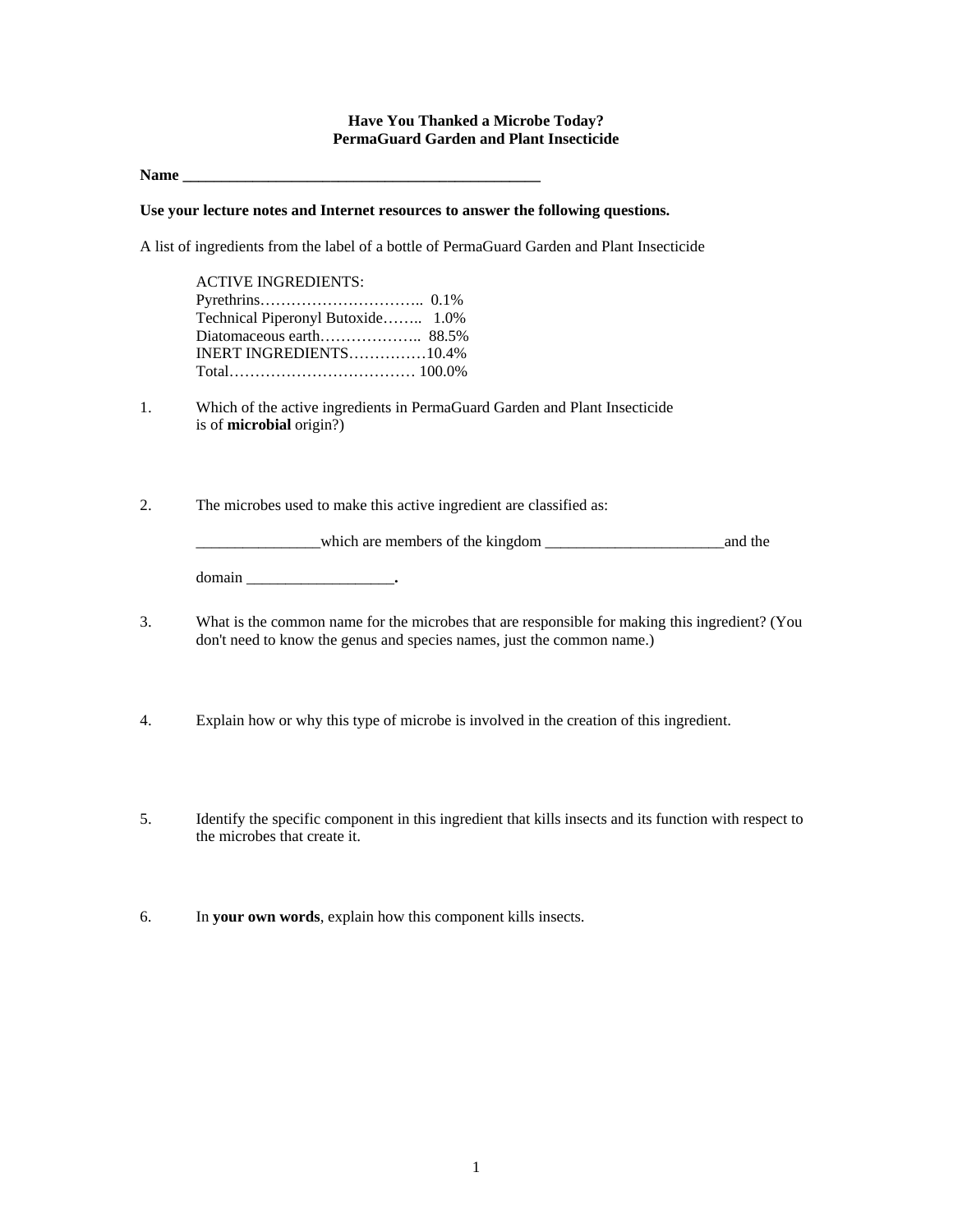**Have You Thanked a Microbe Today?**
**PermaGuard Garden and Plant Insecticide**

**Name _______________________________________________**

**Use your lecture notes and Internet resources to answer the following questions.**

A list of ingredients from the label of a bottle of PermaGuard Garden and Plant Insecticide

ACTIVE INGREDIENTS:
Pyrethrins………………………….. 0.1%
Technical Piperonyl Butoxide…….. 1.0%
Diatomaceous earth……………….. 88.5%
INERT INGREDIENTS……………10.4%
Total……………………………… 100.0%

1. Which of the active ingredients in PermaGuard Garden and Plant Insecticide is of **microbial** origin?)

2. The microbes used to make this active ingredient are classified as:

   ________________which are members of the kingdom _______________________and the

   domain ___________________**.**

3. What is the common name for the microbes that are responsible for making this ingredient? (You don't need to know the genus and species names, just the common name.)

4. Explain how or why this type of microbe is involved in the creation of this ingredient.

5. Identify the specific component in this ingredient that kills insects and its function with respect to the microbes that create it.

6. In **your own words**, explain how this component kills insects.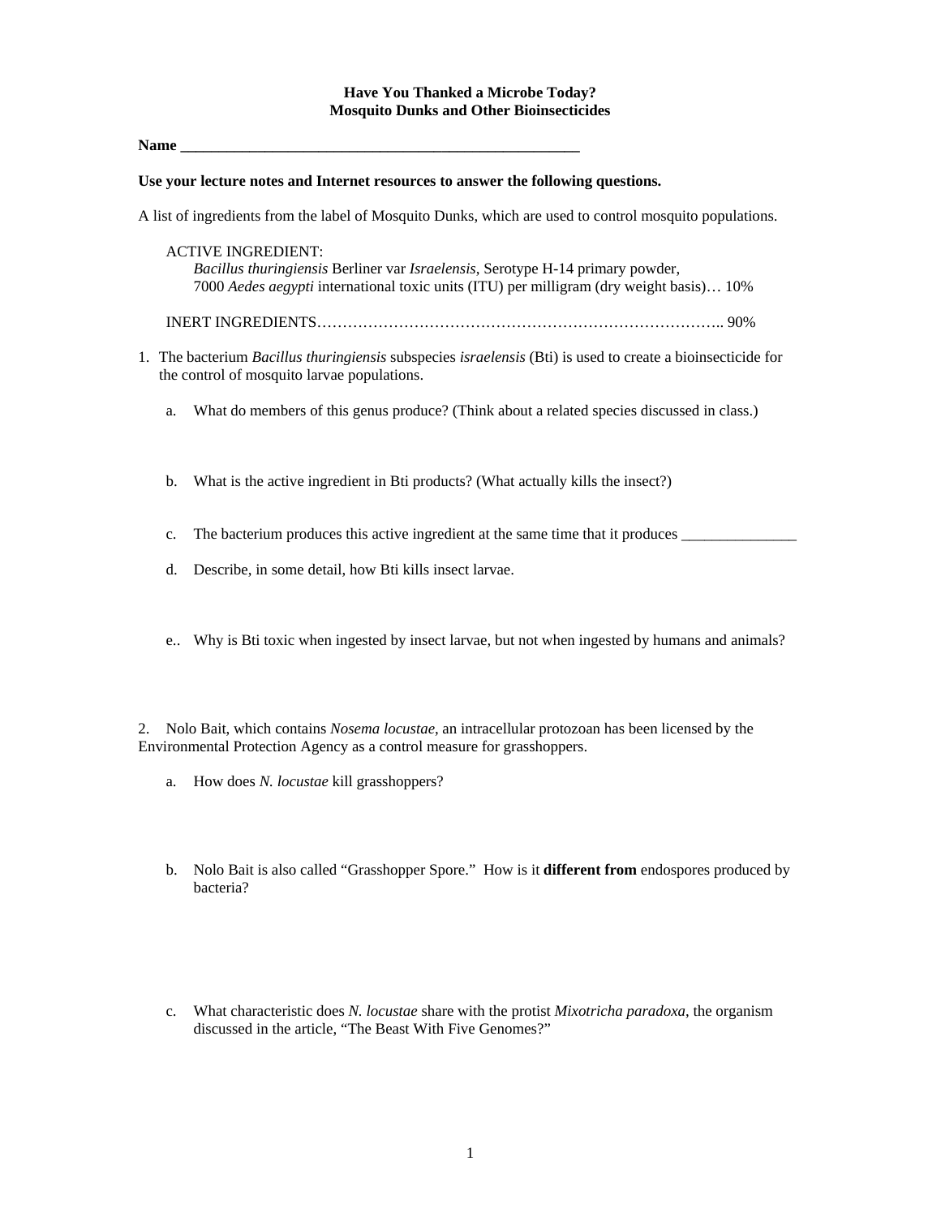**Have You Thanked a Microbe Today?**
**Mosquito Dunks and Other Bioinsecticides**

**Name \_\_\_\_\_\_\_\_\_\_\_\_\_\_\_\_\_\_\_\_\_\_\_\_\_\_\_\_\_\_\_\_\_\_\_\_\_\_\_\_\_\_\_\_\_\_\_\_\_\_\_\_\_\_**

**Use your lecture notes and Internet resources to answer the following questions.**

A list of ingredients from the label of Mosquito Dunks, which are used to control mosquito populations.

ACTIVE INGREDIENT:
*Bacillus thuringiensis* Berliner var *Israelensis*, Serotype H-14 primary powder,
7000 *Aedes aegypti* international toxic units (ITU) per milligram (dry weight basis)… 10%

INERT INGREDIENTS……………………………………………………………………….. 90%

1. The bacterium *Bacillus thuringiensis* subspecies *israelensis* (Bti) is used to create a bioinsecticide for the control of mosquito larvae populations.

   a. What do members of this genus produce? (Think about a related species discussed in class.)

   b. What is the active ingredient in Bti products? (What actually kills the insect?)

   c. The bacterium produces this active ingredient at the same time that it produces \_\_\_\_\_\_\_\_\_\_\_\_\_\_\_

   d. Describe, in some detail, how Bti kills insect larvae.

   e.. Why is Bti toxic when ingested by insect larvae, but not when ingested by humans and animals?

2. Nolo Bait, which contains *Nosema locustae*, an intracellular protozoan has been licensed by the Environmental Protection Agency as a control measure for grasshoppers.

   a. How does *N. locustae* kill grasshoppers?

   b. Nolo Bait is also called "Grasshopper Spore." How is it **different from** endospores produced by bacteria?

   c. What characteristic does *N. locustae* share with the protist *Mixotricha paradoxa*, the organism discussed in the article, "The Beast With Five Genomes?"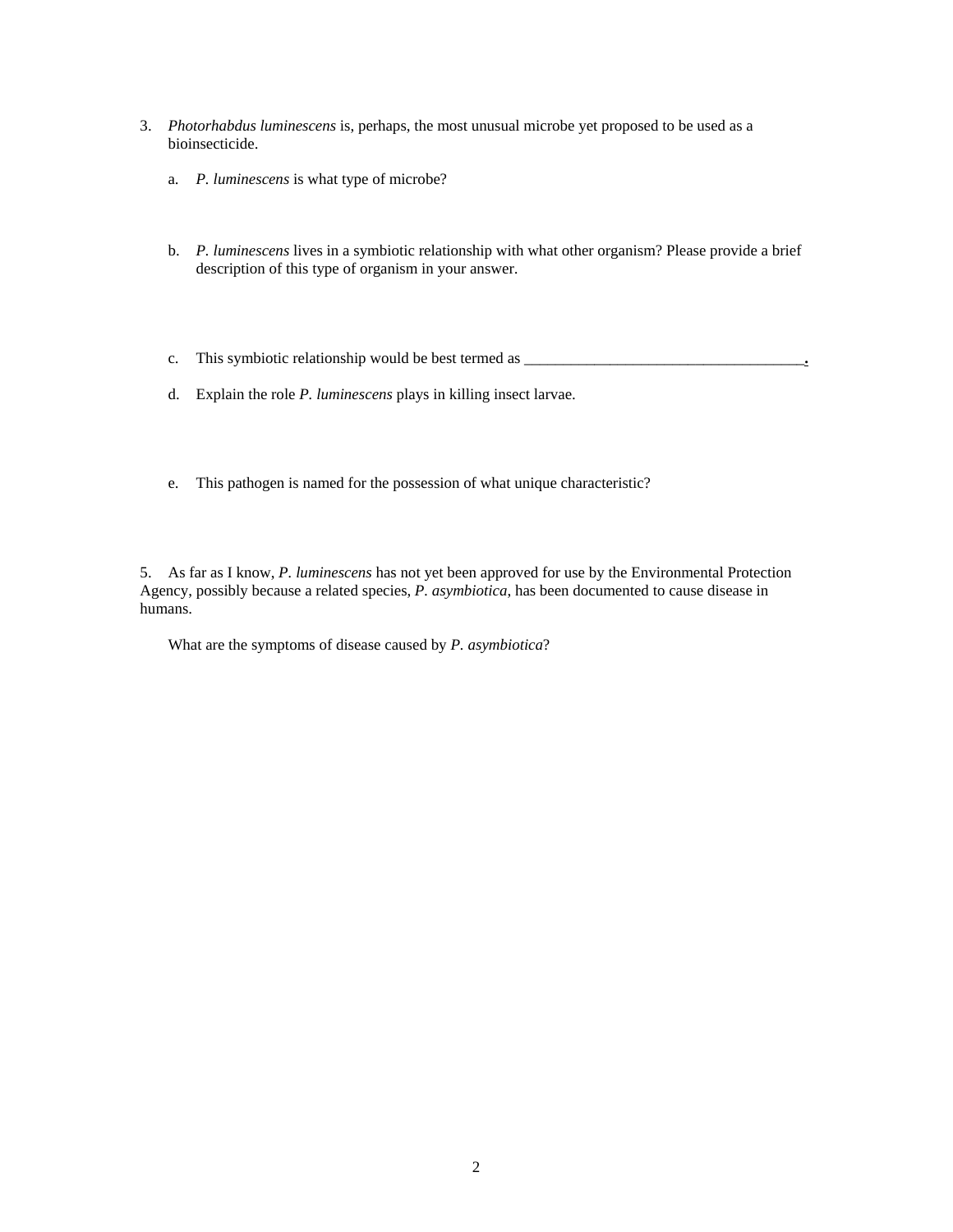3. *Photorhabdus luminescens* is, perhaps, the most unusual microbe yet proposed to be used as a bioinsecticide.

   a. *P. luminescens* is what type of microbe?

   b. *P. luminescens* lives in a symbiotic relationship with what other organism? Please provide a brief description of this type of organism in your answer.

   c. This symbiotic relationship would be best termed as _____________________________________.

   d. Explain the role *P. luminescens* plays in killing insect larvae.

   e. This pathogen is named for the possession of what unique characteristic?

5. As far as I know, *P. luminescens* has not yet been approved for use by the Environmental Protection Agency, possibly because a related species, *P. asymbiotica*, has been documented to cause disease in humans.

   What are the symptoms of disease caused by *P. asymbiotica*?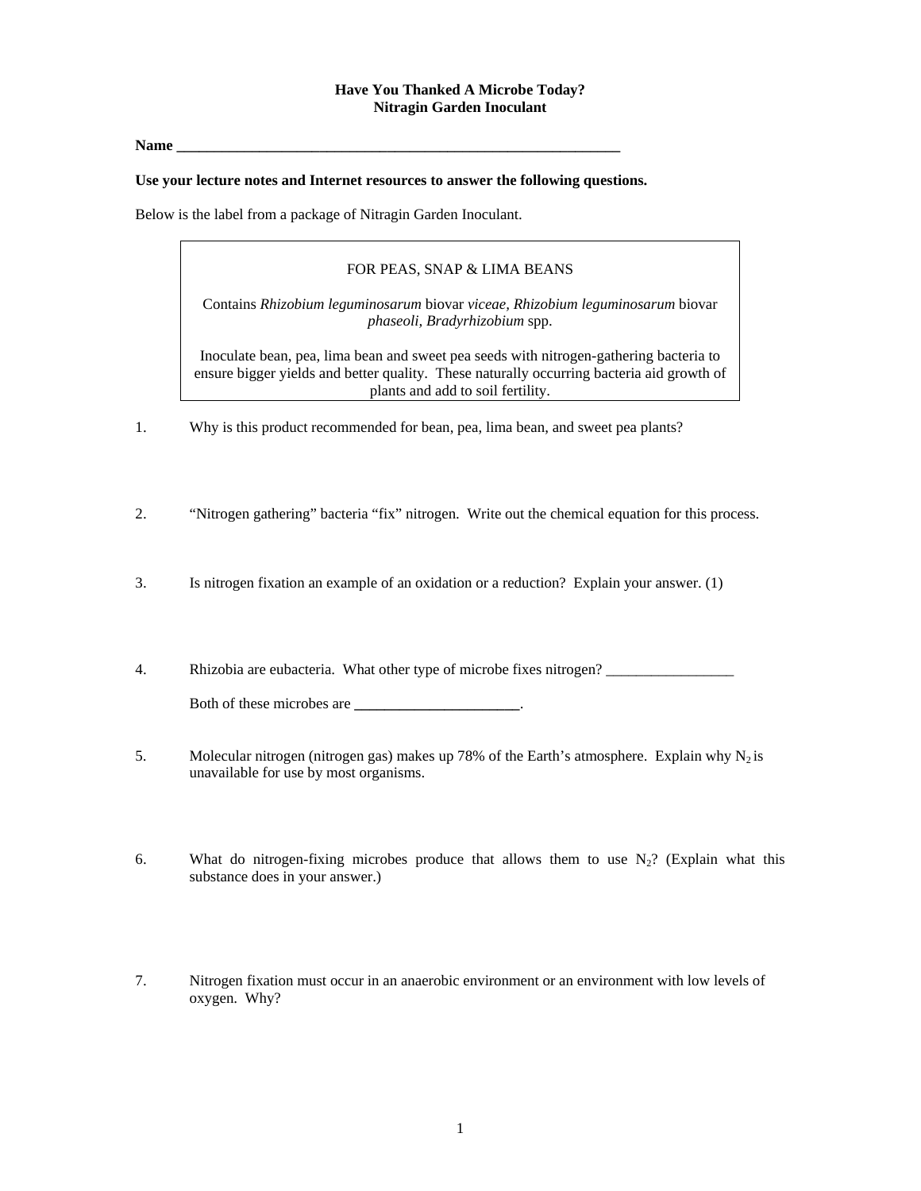**Have You Thanked A Microbe Today?**
**Nitragin Garden Inoculant**

**Name \_\_\_\_\_\_\_\_\_\_\_\_\_\_\_\_\_\_\_\_\_\_\_\_\_\_\_\_\_\_\_\_\_\_\_\_\_\_\_\_\_\_\_\_\_\_\_\_\_\_\_\_\_\_\_\_\_\_**

**Use your lecture notes and Internet resources to answer the following questions.**

Below is the label from a package of Nitragin Garden Inoculant.

> FOR PEAS, SNAP & LIMA BEANS
>
> Contains *Rhizobium leguminosarum* biovar *viceae, Rhizobium leguminosarum* biovar *phaseoli*, *Bradyrhizobium* spp.
>
> Inoculate bean, pea, lima bean and sweet pea seeds with nitrogen-gathering bacteria to ensure bigger yields and better quality. These naturally occurring bacteria aid growth of plants and add to soil fertility.

1. Why is this product recommended for bean, pea, lima bean, and sweet pea plants?

2. "Nitrogen gathering" bacteria "fix" nitrogen. Write out the chemical equation for this process.

3. Is nitrogen fixation an example of an oxidation or a reduction? Explain your answer. (1)

4. Rhizobia are eubacteria. What other type of microbe fixes nitrogen? \_\_\_\_\_\_\_\_\_\_\_\_\_\_\_\_\_

   Both of these microbes are \_\_\_\_\_\_\_\_\_\_\_\_\_\_\_\_\_\_\_\_\_\_.

5. Molecular nitrogen (nitrogen gas) makes up 78% of the Earth's atmosphere. Explain why $N_2$ is unavailable for use by most organisms.

6. What do nitrogen-fixing microbes produce that allows them to use $N_2$? (Explain what this substance does in your answer.)

7. Nitrogen fixation must occur in an anaerobic environment or an environment with low levels of oxygen. Why?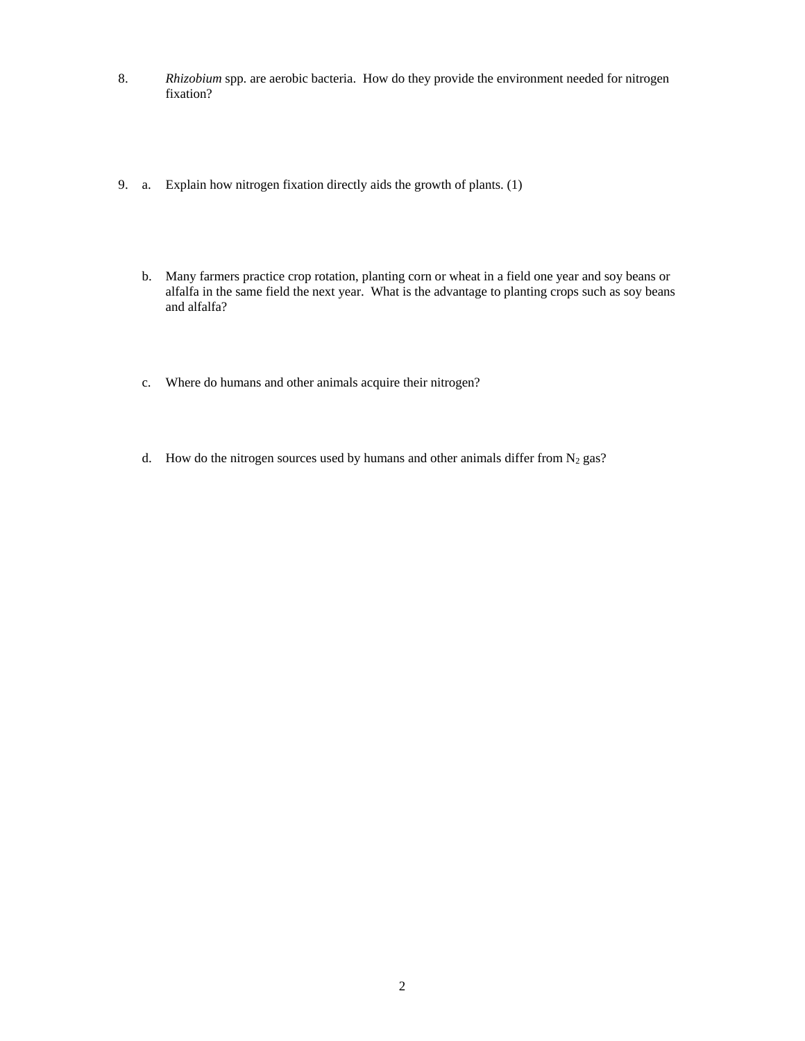8. *Rhizobium* spp. are aerobic bacteria. How do they provide the environment needed for nitrogen fixation?

9. a. Explain how nitrogen fixation directly aids the growth of plants. (1)

   b. Many farmers practice crop rotation, planting corn or wheat in a field one year and soy beans or alfalfa in the same field the next year. What is the advantage to planting crops such as soy beans and alfalfa?

   c. Where do humans and other animals acquire their nitrogen?

   d. How do the nitrogen sources used by humans and other animals differ from $N_2$ gas?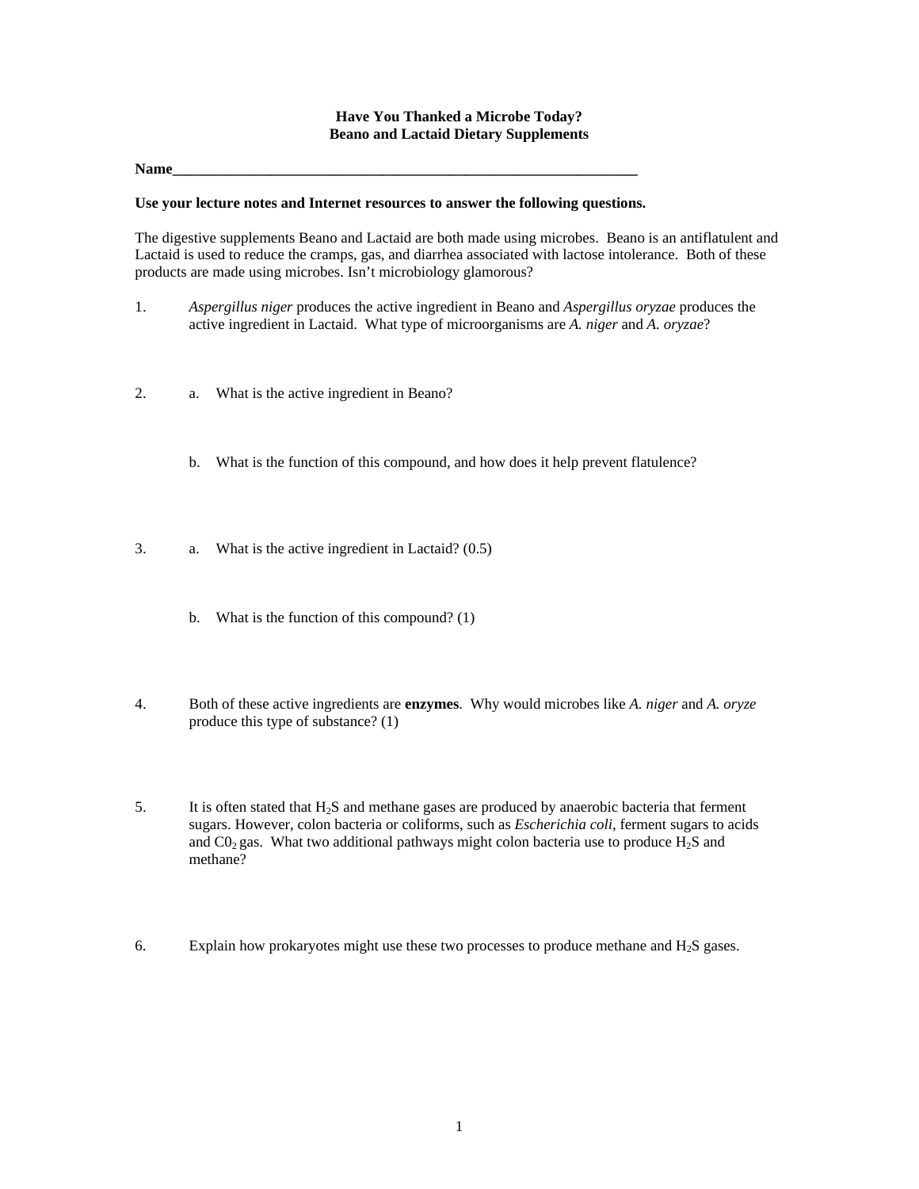# Have You Thanked a Microbe Today?
## Beano and Lactaid Dietary Supplements

**Name**_________________________________________________________________

**Use your lecture notes and Internet resources to answer the following questions.**

The digestive supplements Beano and Lactaid are both made using microbes. Beano is an antiflatulent and Lactaid is used to reduce the cramps, gas, and diarrhea associated with lactose intolerance. Both of these products are made using microbes. Isn't microbiology glamorous?

1. *Aspergillus niger* produces the active ingredient in Beano and *Aspergillus oryzae* produces the active ingredient in Lactaid. What type of microorganisms are *A. niger* and *A. oryzae*?

2. a. What is the active ingredient in Beano?

   b. What is the function of this compound, and how does it help prevent flatulence?

3. a. What is the active ingredient in Lactaid? (0.5)

   b. What is the function of this compound? (1)

4. Both of these active ingredients are **enzymes**. Why would microbes like *A. niger* and *A. oryze* produce this type of substance? (1)

5. It is often stated that $H_2S$ and methane gases are produced by anaerobic bacteria that ferment sugars. However, colon bacteria or coliforms, such as *Escherichia coli*, ferment sugars to acids and $C0_2$ gas. What two additional pathways might colon bacteria use to produce $H_2S$ and methane?

6. Explain how prokaryotes might use these two processes to produce methane and $H_2S$ gases.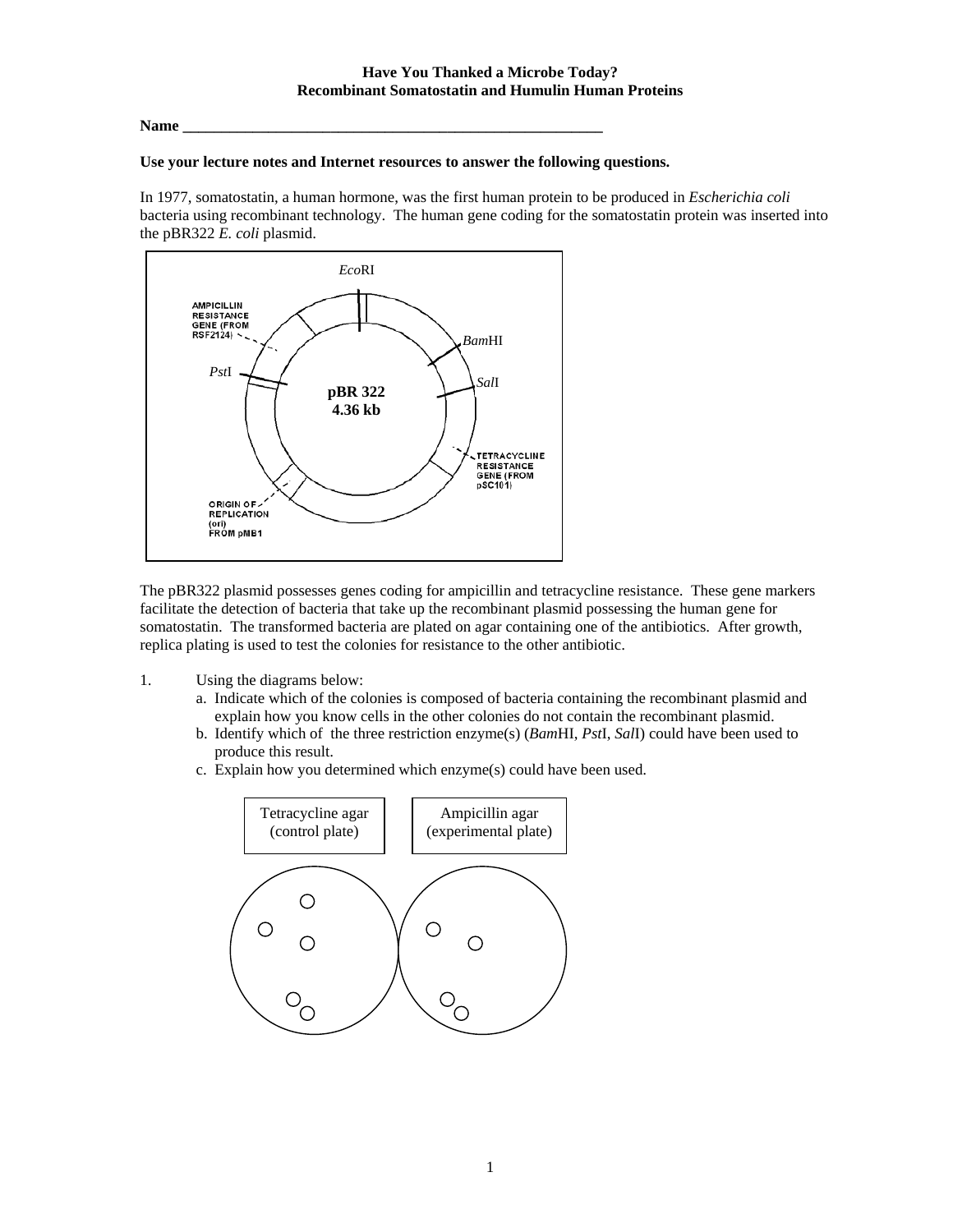**Have You Thanked a Microbe Today?**
**Recombinant Somatostatin and Humulin Human Proteins**

**Name \_\_\_\_\_\_\_\_\_\_\_\_\_\_\_\_\_\_\_\_\_\_\_\_\_\_\_\_\_\_\_\_\_\_\_\_\_\_\_\_\_\_\_\_\_\_\_\_\_\_\_\_\_\_\_\_\_\_**

**Use your lecture notes and Internet resources to answer the following questions.**

In 1977, somatostatin, a human hormone, was the first human protein to be produced in *Escherichia coli* bacteria using recombinant technology. The human gene coding for the somatostatin protein was inserted into the pBR322 *E. coli* plasmid.

*Eco*RI

AMPICILLIN RESISTANCE GENE (FROM RSF2124)

*Bam*HI

*Pst*I

*Sal*I

**pBR 322**
**4.36 kb**

TETRACYCLINE RESISTANCE GENE (FROM pSC101)

ORIGIN OF REPLICATION (ori) FROM pMB1

The pBR322 plasmid possesses genes coding for ampicillin and tetracycline resistance. These gene markers facilitate the detection of bacteria that take up the recombinant plasmid possessing the human gene for somatostatin. The transformed bacteria are plated on agar containing one of the antibiotics. After growth, replica plating is used to test the colonies for resistance to the other antibiotic.

1. Using the diagrams below:
   a. Indicate which of the colonies is composed of bacteria containing the recombinant plasmid and explain how you know cells in the other colonies do not contain the recombinant plasmid.
   b. Identify which of the three restriction enzyme(s) (*Bam*HI, *Pst*I, *Sal*I) could have been used to produce this result.
   c. Explain how you determined which enzyme(s) could have been used.

| Tetracycline agar (control plate) | Ampicillin agar (experimental plate) |
| --- | --- |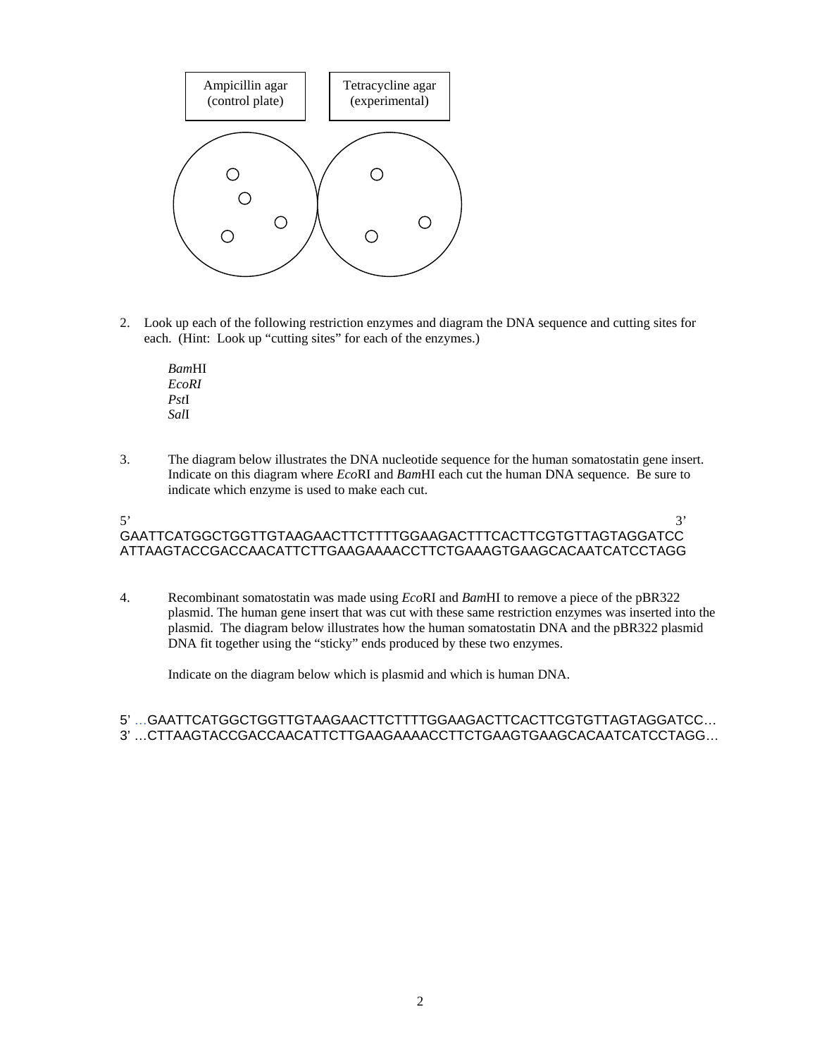| Ampicillin agar (control plate) | Tetracycline agar (experimental) |
|---|---|

2. Look up each of the following restriction enzymes and diagram the DNA sequence and cutting sites for each. (Hint: Look up "cutting sites" for each of the enzymes.)

   *Bam*HI
   *EcoRI*
   *Pst*I
   *Sal*I

3. The diagram below illustrates the DNA nucleotide sequence for the human somatostatin gene insert. Indicate on this diagram where *Eco*RI and *Bam*HI each cut the human DNA sequence. Be sure to indicate which enzyme is used to make each cut.

```
5'                                                                 3'
GAATTCATGGCTGGTTGTAAGAACTTCTTTTGGAAGACTTTCACTTCGTGTTAGTAGGATCC
ATTAAGTACCGACCAACATTCTTGAAGAAAACCTTCTGAAAGTGAAGCACAATCATCCTAGG
```

4. Recombinant somatostatin was made using *Eco*RI and *Bam*HI to remove a piece of the pBR322 plasmid. The human gene insert that was cut with these same restriction enzymes was inserted into the plasmid. The diagram below illustrates how the human somatostatin DNA and the pBR322 plasmid DNA fit together using the "sticky" ends produced by these two enzymes.

   Indicate on the diagram below which is plasmid and which is human DNA.

```
5' …GAATTCATGGCTGGTTGTAAGAACTTCTTTTGGAAGACTTCACTTCGTGTTAGTAGGATCC…
3' …CTTAAGTACCGACCAACATTCTTGAAGAAAACCTTCTGAAGTGAAGCACAATCATCCTAGG…
```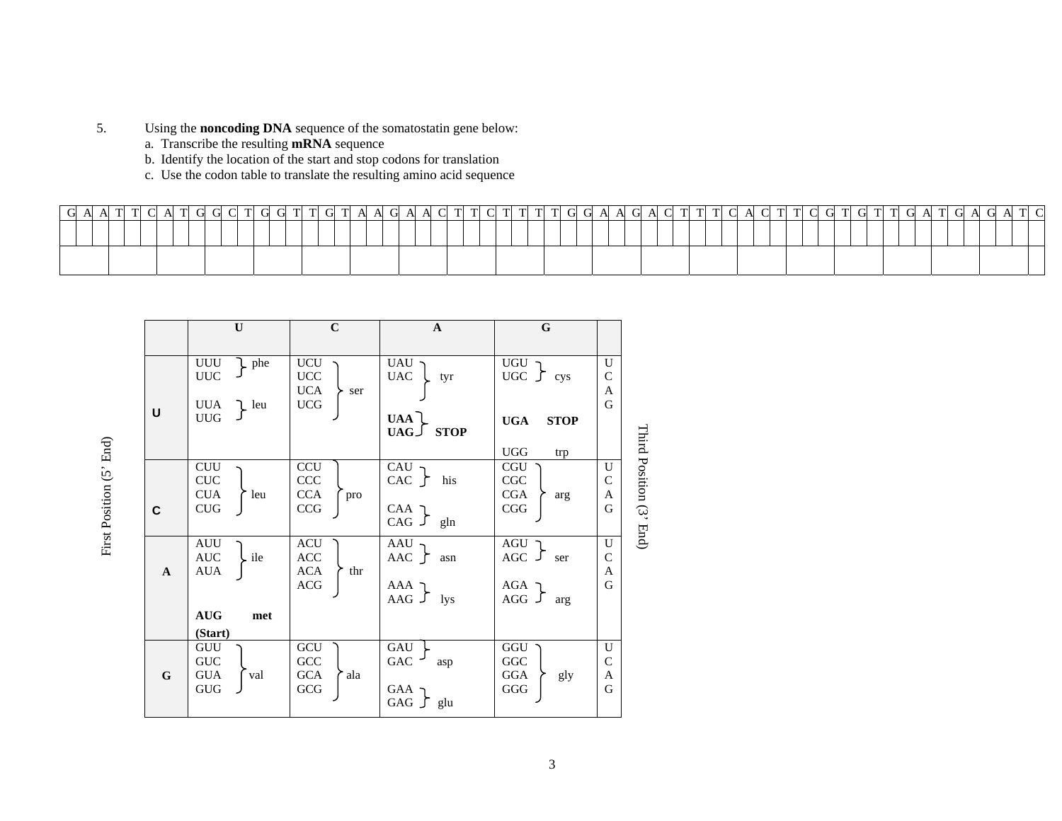5. Using the **noncoding DNA** sequence of the somatostatin gene below:
   a. Transcribe the resulting **mRNA** sequence
   b. Identify the location of the start and stop codons for translation
   c. Use the codon table to translate the resulting amino acid sequence

| G | A | A | T | T | C | A | T | G | G | C | T | G | G | T | T | G | T | A | A | G | A | A | C | T | T | C | T | T | T | T | G | G | A | A | G | A | C | T | T | T | C | A | C | T | T | C | G | T | G | T | T | G | A | T | G | A | G | A | T | C |
|---|---|---|---|---|---|---|---|---|---|---|---|---|---|---|---|---|---|---|---|---|---|---|---|---|---|---|---|---|---|---|---|---|---|---|---|---|---|---|---|---|---|---|---|---|---|---|---|---|---|---|---|---|---|---|---|---|---|---|---|---|
| | | | | | | | | | | | | | | | | | | | | | | | | | | | | | | | | | | | | | | | | | | | | | | | | | | | | | | | | | | | | |
| | | | | | | | | | | | | | | | | | | | | | | | | | | | | | | | | | | | | | | | | | | | | | | | | | | | | | | | | | | | | | |

| First Position (5' End) | U | C | A | G | Third Position (3' End) |
|---|---|---|---|---|---|
| **U** | UUU, UUC – phe<br>UUA, UUG – leu | UCU, UCC, UCA, UCG – ser | UAU, UAC – tyr<br>**UAA, UAG – STOP** | UGU, UGC – cys<br>**UGA STOP**<br>UGG trp | U C A G |
| **C** | CUU, CUC, CUA, CUG – leu | CCU, CCC, CCA, CCG – pro | CAU, CAC – his<br>CAA, CAG – gln | CGU, CGC, CGA, CGG – arg | U C A G |
| **A** | AUU, AUC, AUA – ile<br>**AUG met (Start)** | ACU, ACC, ACA, ACG – thr | AAU, AAC – asn<br>AAA, AAG – lys | AGU, AGC – ser<br>AGA, AGG – arg | U C A G |
| **G** | GUU, GUC, GUA, GUG – val | GCU, GCC, GCA, GCG – ala | GAU, GAC – asp<br>GAA, GAG – glu | GGU, GGC, GGA, GGG – gly | U C A G |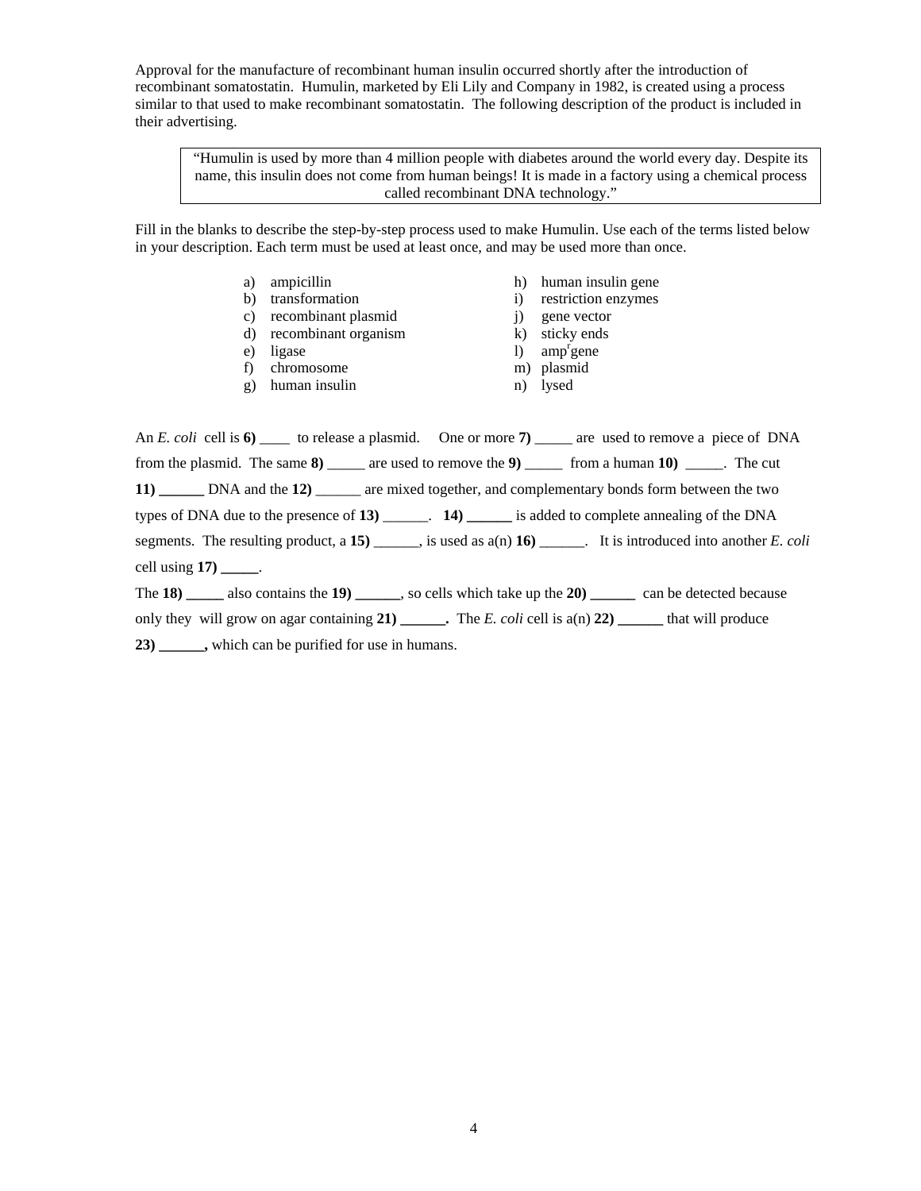Approval for the manufacture of recombinant human insulin occurred shortly after the introduction of recombinant somatostatin. Humulin, marketed by Eli Lily and Company in 1982, is created using a process similar to that used to make recombinant somatostatin. The following description of the product is included in their advertising.

> "Humulin is used by more than 4 million people with diabetes around the world every day. Despite its name, this insulin does not come from human beings! It is made in a factory using a chemical process called recombinant DNA technology."

Fill in the blanks to describe the step-by-step process used to make Humulin. Use each of the terms listed below in your description. Each term must be used at least once, and may be used more than once.

| | |
|---|---|
| a) ampicillin | h) human insulin gene |
| b) transformation | i) restriction enzymes |
| c) recombinant plasmid | j) gene vector |
| d) recombinant organism | k) sticky ends |
| e) ligase | l) amp$^r$gene |
| f) chromosome | m) plasmid |
| g) human insulin | n) lysed |

An *E. coli* cell is **6)** ____ to release a plasmid. One or more **7)** _____ are used to remove a piece of DNA from the plasmid. The same **8)** _____ are used to remove the **9)** _____ from a human **10)** _____. The cut **11) ______** DNA and the **12)** ______ are mixed together, and complementary bonds form between the two types of DNA due to the presence of **13)** ______. **14) ______** is added to complete annealing of the DNA segments. The resulting product, a **15)** ______, is used as a(n) **16)** ______. It is introduced into another *E. coli* cell using **17) _____**.

The **18) _____** also contains the **19) ______**, so cells which take up the **20) ______** can be detected because only they will grow on agar containing **21) ______.** The *E. coli* cell is a(n) **22) ______** that will produce **23) ______,** which can be purified for use in humans.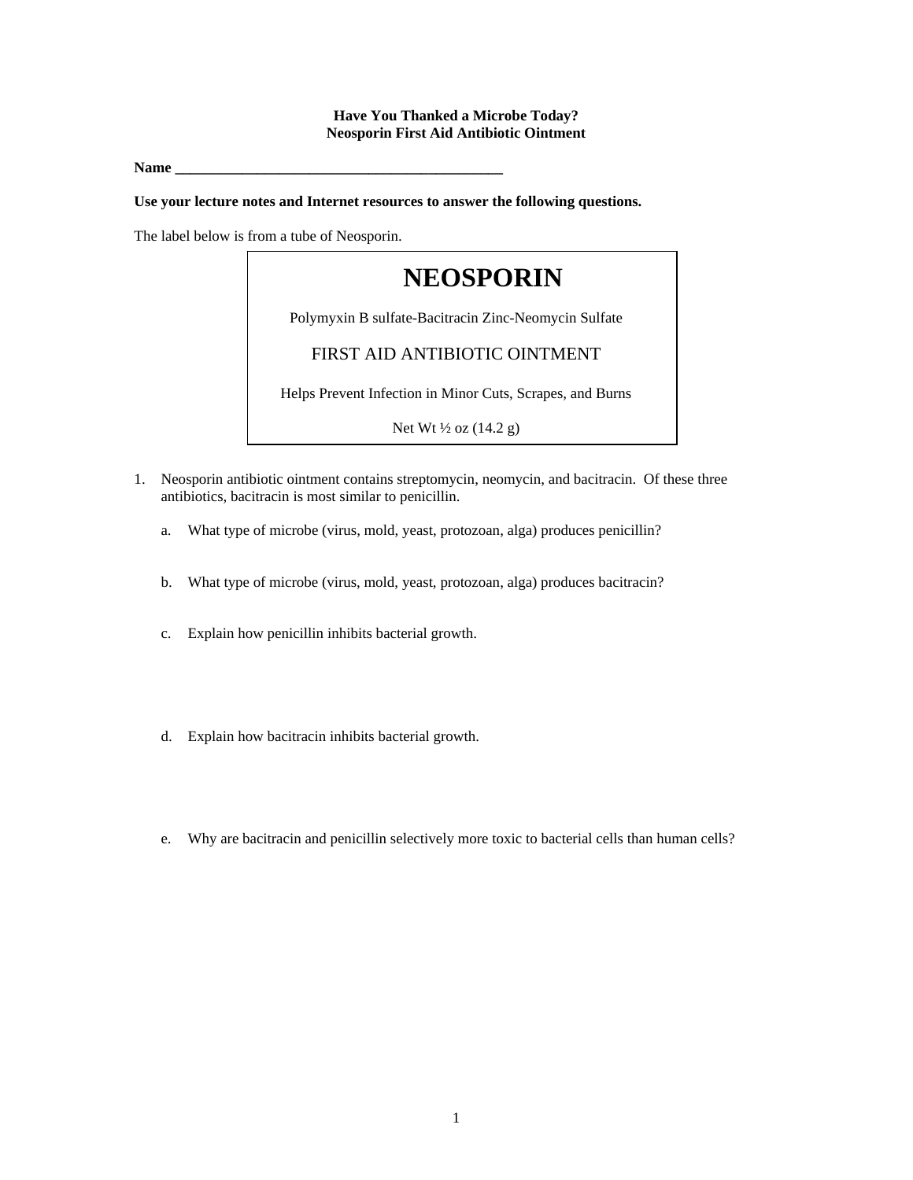**Have You Thanked a Microbe Today?**
**Neosporin First Aid Antibiotic Ointment**

**Name \_\_\_\_\_\_\_\_\_\_\_\_\_\_\_\_\_\_\_\_\_\_\_\_\_\_\_\_\_\_\_\_\_\_\_\_\_\_\_\_\_\_\_\_\_**

**Use your lecture notes and Internet resources to answer the following questions.**

The label below is from a tube of Neosporin.

> # NEOSPORIN
>
> Polymyxin B sulfate-Bacitracin Zinc-Neomycin Sulfate
>
> FIRST AID ANTIBIOTIC OINTMENT
>
> Helps Prevent Infection in Minor Cuts, Scrapes, and Burns
>
> Net Wt ½ oz (14.2 g)

1. Neosporin antibiotic ointment contains streptomycin, neomycin, and bacitracin. Of these three antibiotics, bacitracin is most similar to penicillin.

   a. What type of microbe (virus, mold, yeast, protozoan, alga) produces penicillin?

   b. What type of microbe (virus, mold, yeast, protozoan, alga) produces bacitracin?

   c. Explain how penicillin inhibits bacterial growth.

   d. Explain how bacitracin inhibits bacterial growth.

   e. Why are bacitracin and penicillin selectively more toxic to bacterial cells than human cells?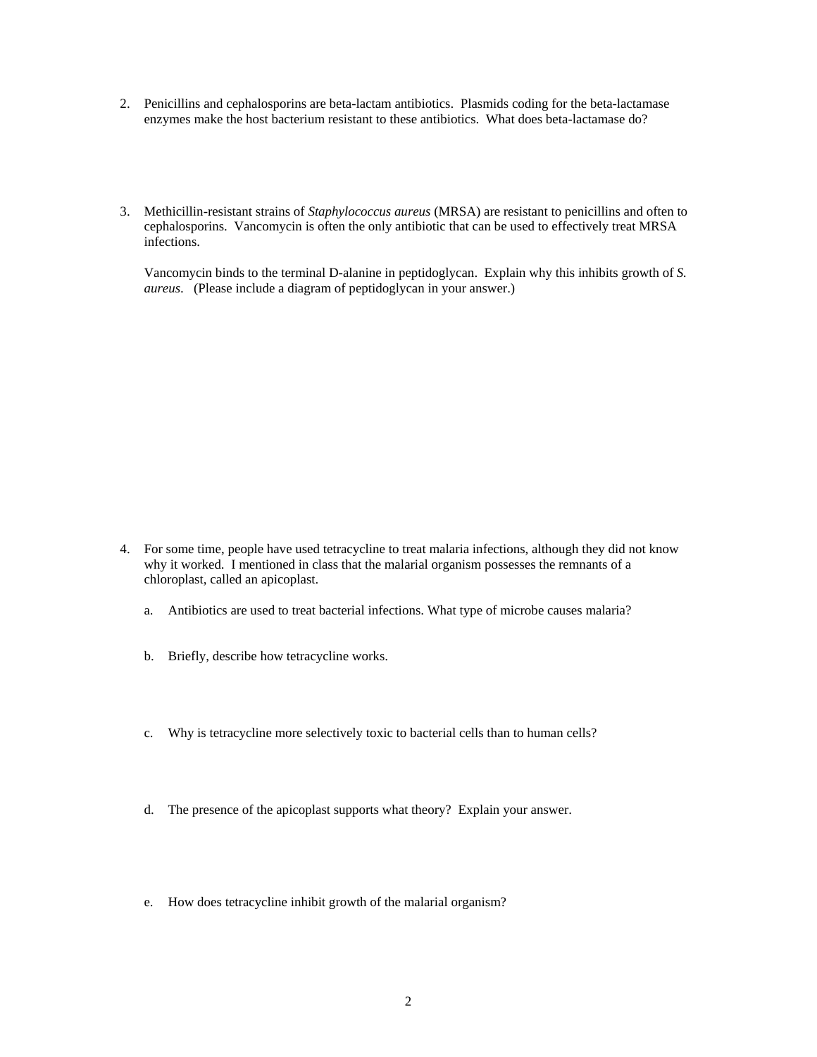2. Penicillins and cephalosporins are beta-lactam antibiotics. Plasmids coding for the beta-lactamase enzymes make the host bacterium resistant to these antibiotics. What does beta-lactamase do?

3. Methicillin-resistant strains of *Staphylococcus aureus* (MRSA) are resistant to penicillins and often to cephalosporins. Vancomycin is often the only antibiotic that can be used to effectively treat MRSA infections.

   Vancomycin binds to the terminal D-alanine in peptidoglycan. Explain why this inhibits growth of *S. aureus*. (Please include a diagram of peptidoglycan in your answer.)

4. For some time, people have used tetracycline to treat malaria infections, although they did not know why it worked. I mentioned in class that the malarial organism possesses the remnants of a chloroplast, called an apicoplast.

   a. Antibiotics are used to treat bacterial infections. What type of microbe causes malaria?

   b. Briefly, describe how tetracycline works.

   c. Why is tetracycline more selectively toxic to bacterial cells than to human cells?

   d. The presence of the apicoplast supports what theory? Explain your answer.

   e. How does tetracycline inhibit growth of the malarial organism?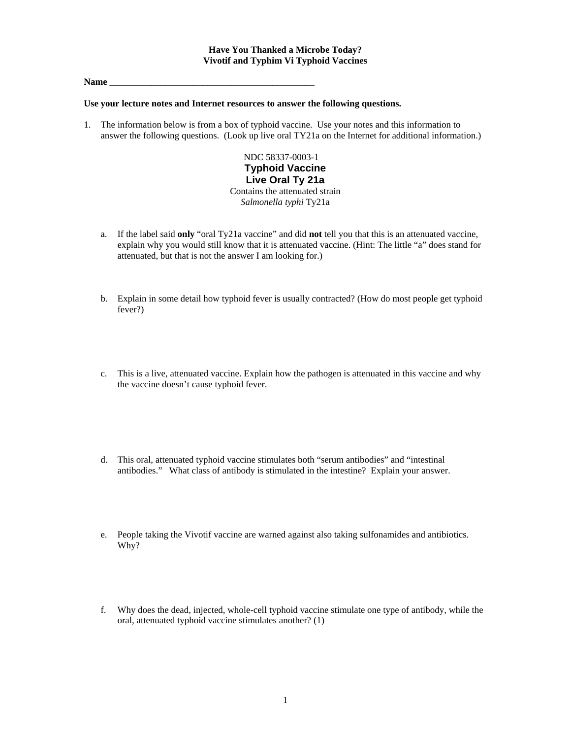**Have You Thanked a Microbe Today?**
**Vivotif and Typhim Vi Typhoid Vaccines**

**Name \_\_\_\_\_\_\_\_\_\_\_\_\_\_\_\_\_\_\_\_\_\_\_\_\_\_\_\_\_\_\_\_\_\_\_\_\_\_\_\_\_\_\_\_\_**

**Use your lecture notes and Internet resources to answer the following questions.**

1. The information below is from a box of typhoid vaccine. Use your notes and this information to answer the following questions. (Look up live oral TY21a on the Internet for additional information.)

   NDC 58337-0003-1
   **Typhoid Vaccine**
   **Live Oral Ty 21a**
   Contains the attenuated strain
   *Salmonella typhi* Ty21a

   a. If the label said **only** "oral Ty21a vaccine" and did **not** tell you that this is an attenuated vaccine, explain why you would still know that it is attenuated vaccine. (Hint: The little "a" does stand for attenuated, but that is not the answer I am looking for.)

   b. Explain in some detail how typhoid fever is usually contracted? (How do most people get typhoid fever?)

   c. This is a live, attenuated vaccine. Explain how the pathogen is attenuated in this vaccine and why the vaccine doesn't cause typhoid fever.

   d. This oral, attenuated typhoid vaccine stimulates both "serum antibodies" and "intestinal antibodies." What class of antibody is stimulated in the intestine? Explain your answer.

   e. People taking the Vivotif vaccine are warned against also taking sulfonamides and antibiotics. Why?

   f. Why does the dead, injected, whole-cell typhoid vaccine stimulate one type of antibody, while the oral, attenuated typhoid vaccine stimulates another? (1)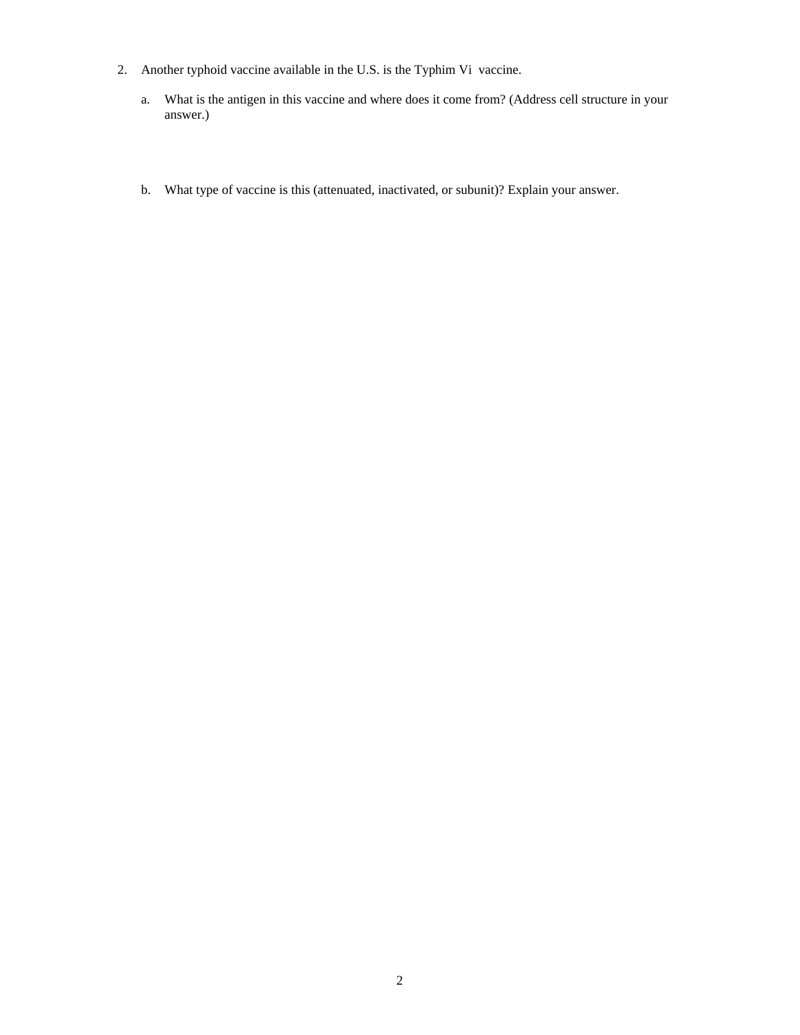2. Another typhoid vaccine available in the U.S. is the Typhim Vi vaccine.

   a. What is the antigen in this vaccine and where does it come from? (Address cell structure in your answer.)

   b. What type of vaccine is this (attenuated, inactivated, or subunit)? Explain your answer.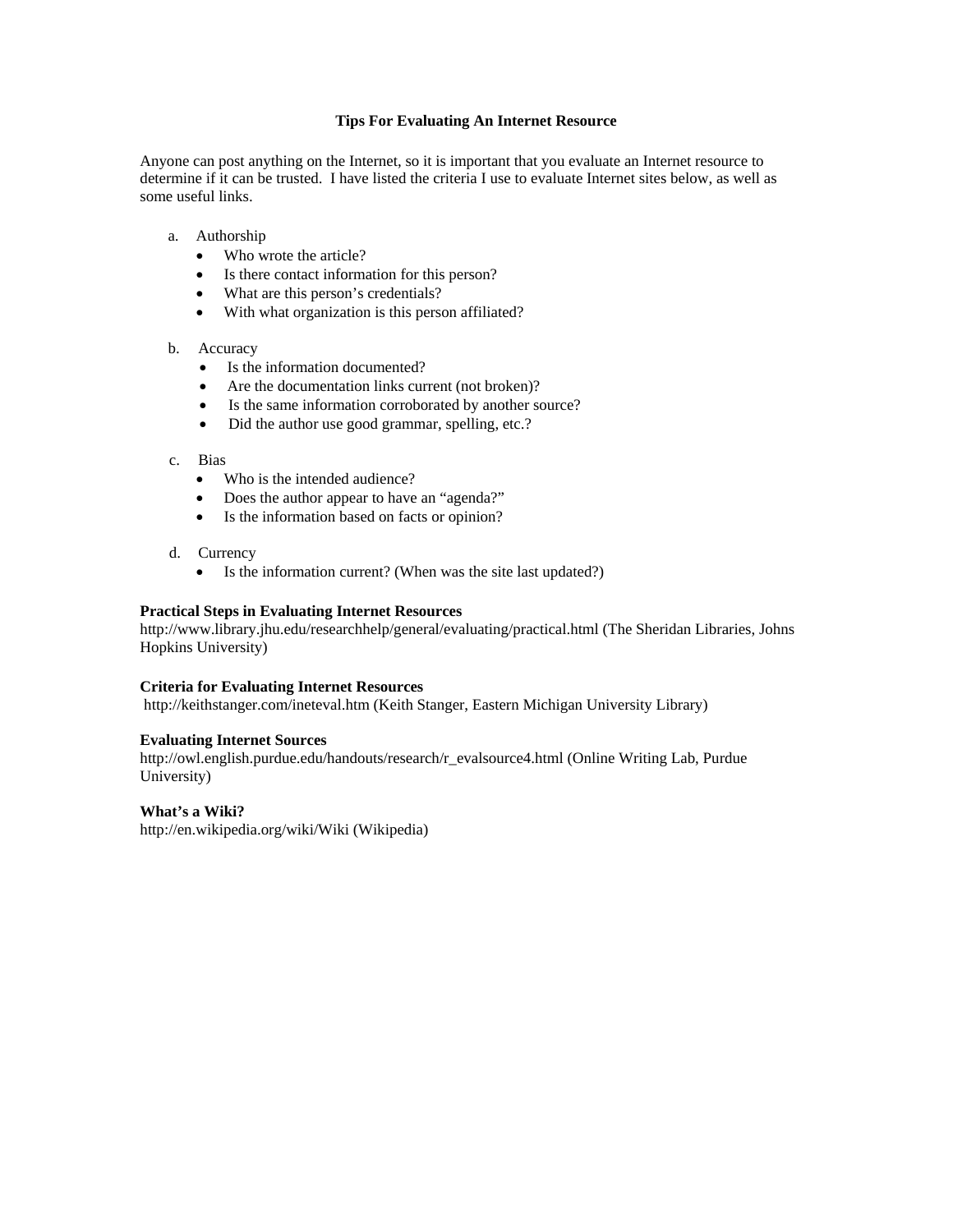## Tips For Evaluating An Internet Resource

Anyone can post anything on the Internet, so it is important that you evaluate an Internet resource to determine if it can be trusted. I have listed the criteria I use to evaluate Internet sites below, as well as some useful links.

a. Authorship
   - Who wrote the article?
   - Is there contact information for this person?
   - What are this person's credentials?
   - With what organization is this person affiliated?

b. Accuracy
   - Is the information documented?
   - Are the documentation links current (not broken)?
   - Is the same information corroborated by another source?
   - Did the author use good grammar, spelling, etc.?

c. Bias
   - Who is the intended audience?
   - Does the author appear to have an "agenda?"
   - Is the information based on facts or opinion?

d. Currency
   - Is the information current? (When was the site last updated?)

**Practical Steps in Evaluating Internet Resources**
http://www.library.jhu.edu/researchhelp/general/evaluating/practical.html (The Sheridan Libraries, Johns Hopkins University)

**Criteria for Evaluating Internet Resources**
http://keithstanger.com/ineteval.htm (Keith Stanger, Eastern Michigan University Library)

**Evaluating Internet Sources**
http://owl.english.purdue.edu/handouts/research/r_evalsource4.html (Online Writing Lab, Purdue University)

**What's a Wiki?**
http://en.wikipedia.org/wiki/Wiki (Wikipedia)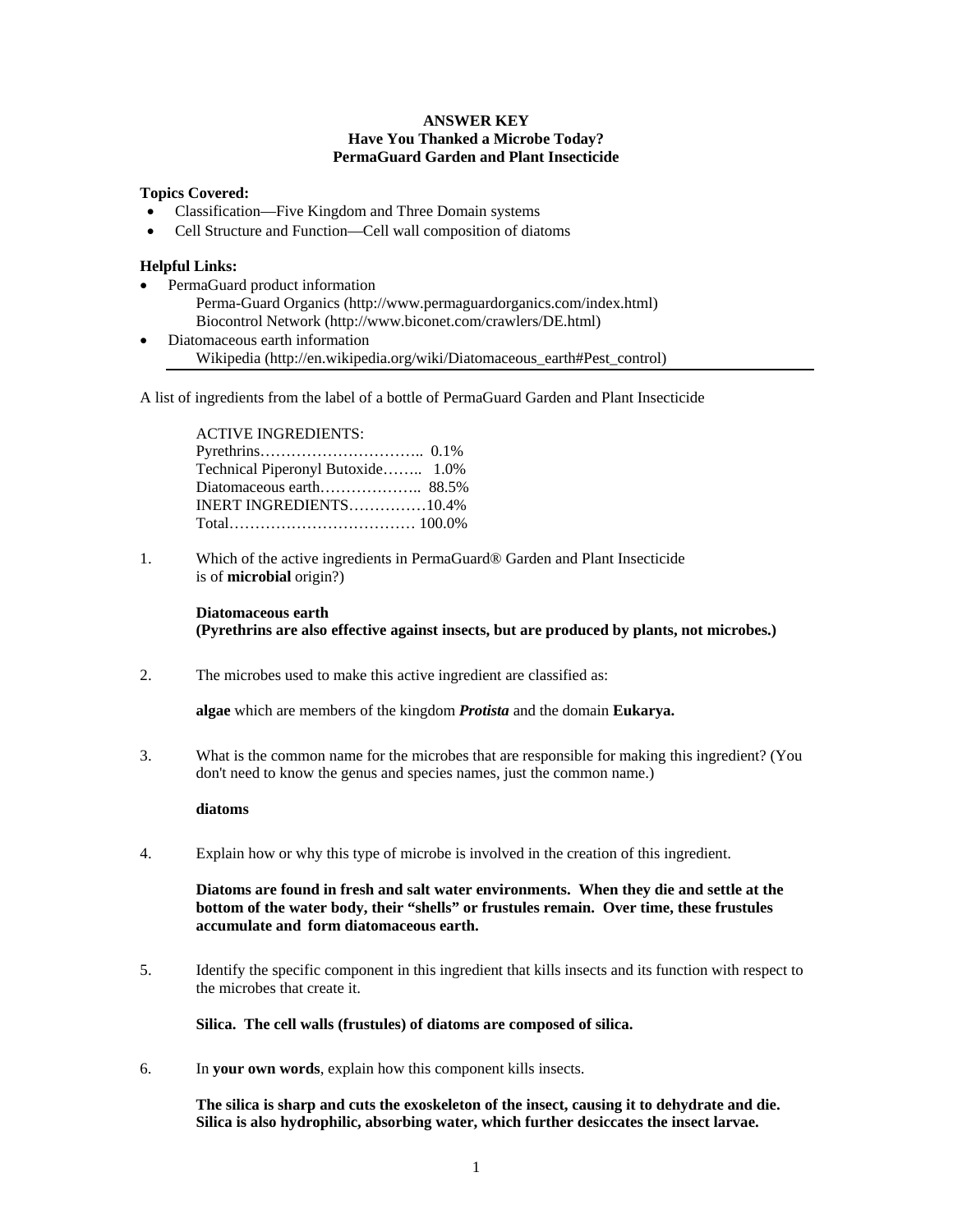**ANSWER KEY**
**Have You Thanked a Microbe Today?**
**PermaGuard Garden and Plant Insecticide**

**Topics Covered:**

- Classification—Five Kingdom and Three Domain systems
- Cell Structure and Function—Cell wall composition of diatoms

**Helpful Links:**

- PermaGuard product information
  - Perma-Guard Organics (http://www.permaguardorganics.com/index.html)
  - Biocontrol Network (http://www.biconet.com/crawlers/DE.html)
- Diatomaceous earth information
  - Wikipedia (http://en.wikipedia.org/wiki/Diatomaceous_earth#Pest_control)

---

A list of ingredients from the label of a bottle of PermaGuard Garden and Plant Insecticide

| ACTIVE INGREDIENTS: | |
|---|---|
| Pyrethrins | 0.1% |
| Technical Piperonyl Butoxide | 1.0% |
| Diatomaceous earth | 88.5% |
| INERT INGREDIENTS | 10.4% |
| Total | 100.0% |

1. Which of the active ingredients in PermaGuard® Garden and Plant Insecticide is of **microbial** origin?)

   **Diatomaceous earth**
   **(Pyrethrins are also effective against insects, but are produced by plants, not microbes.)**

2. The microbes used to make this active ingredient are classified as:

   **algae** which are members of the kingdom ***Protista*** and the domain **Eukarya.**

3. What is the common name for the microbes that are responsible for making this ingredient? (You don't need to know the genus and species names, just the common name.)

   **diatoms**

4. Explain how or why this type of microbe is involved in the creation of this ingredient.

   **Diatoms are found in fresh and salt water environments. When they die and settle at the bottom of the water body, their "shells" or frustules remain. Over time, these frustules accumulate and form diatomaceous earth.**

5. Identify the specific component in this ingredient that kills insects and its function with respect to the microbes that create it.

   **Silica. The cell walls (frustules) of diatoms are composed of silica.**

6. In **your own words**, explain how this component kills insects.

   **The silica is sharp and cuts the exoskeleton of the insect, causing it to dehydrate and die. Silica is also hydrophilic, absorbing water, which further desiccates the insect larvae.**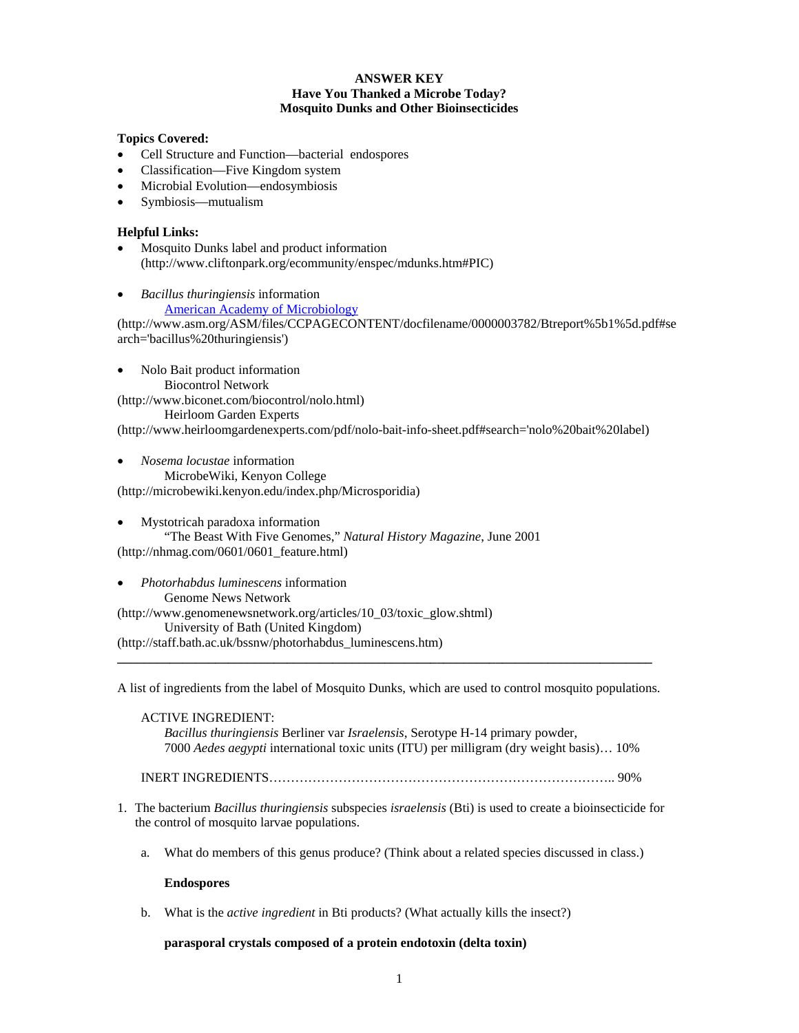**ANSWER KEY**
**Have You Thanked a Microbe Today?**
**Mosquito Dunks and Other Bioinsecticides**

**Topics Covered:**

- Cell Structure and Function—bacterial endospores
- Classification—Five Kingdom system
- Microbial Evolution—endosymbiosis
- Symbiosis—mutualism

**Helpful Links:**

- Mosquito Dunks label and product information (http://www.cliftonpark.org/ecommunity/enspec/mdunks.htm#PIC)

- *Bacillus thuringiensis* information
  American Academy of Microbiology
  (http://www.asm.org/ASM/files/CCPAGECONTENT/docfilename/0000003782/Btreport%5b1%5d.pdf#search='bacillus%20thuringiensis')

- Nolo Bait product information
  Biocontrol Network
  (http://www.biconet.com/biocontrol/nolo.html)
  Heirloom Garden Experts
  (http://www.heirloomgardenexperts.com/pdf/nolo-bait-info-sheet.pdf#search='nolo%20bait%20label)

- *Nosema locustae* information
  MicrobeWiki, Kenyon College
  (http://microbewiki.kenyon.edu/index.php/Microsporidia)

- Mystotricah paradoxa information
  "The Beast With Five Genomes," *Natural History Magazine*, June 2001
  (http://nhmag.com/0601/0601_feature.html)

- *Photorhabdus luminescens* information
  Genome News Network
  (http://www.genomenewsnetwork.org/articles/10_03/toxic_glow.shtml)
  University of Bath (United Kingdom)
  (http://staff.bath.ac.uk/bssnw/photorhabdus_luminescens.htm)

---

A list of ingredients from the label of Mosquito Dunks, which are used to control mosquito populations.

ACTIVE INGREDIENT:
*Bacillus thuringiensis* Berliner var *Israelensis*, Serotype H-14 primary powder,
7000 *Aedes aegypti* international toxic units (ITU) per milligram (dry weight basis)… 10%

INERT INGREDIENTS…………………………………………………………………….. 90%

1. The bacterium *Bacillus thuringiensis* subspecies *israelensis* (Bti) is used to create a bioinsecticide for the control of mosquito larvae populations.

   a. What do members of this genus produce? (Think about a related species discussed in class.)

      **Endospores**

   b. What is the *active ingredient* in Bti products? (What actually kills the insect?)

      **parasporal crystals composed of a protein endotoxin (delta toxin)**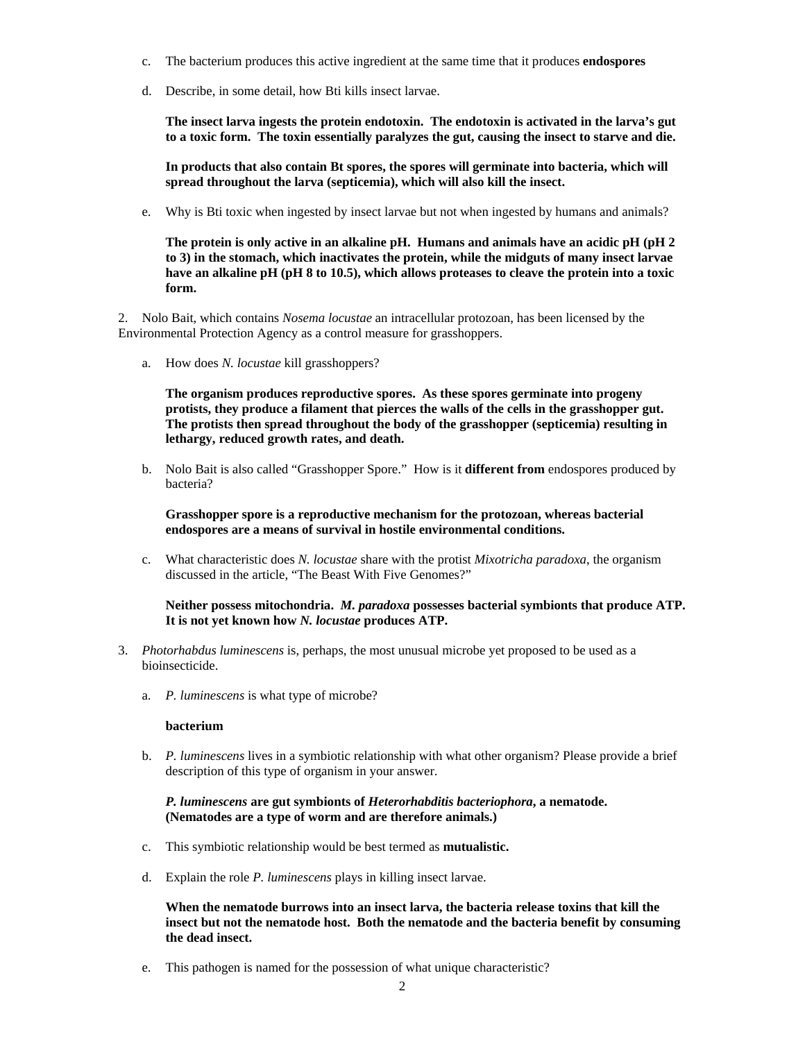c. The bacterium produces this active ingredient at the same time that it produces **endospores**

d. Describe, in some detail, how Bti kills insect larvae.

**The insect larva ingests the protein endotoxin. The endotoxin is activated in the larva's gut to a toxic form. The toxin essentially paralyzes the gut, causing the insect to starve and die.**

**In products that also contain Bt spores, the spores will germinate into bacteria, which will spread throughout the larva (septicemia), which will also kill the insect.**

e. Why is Bti toxic when ingested by insect larvae but not when ingested by humans and animals?

**The protein is only active in an alkaline pH. Humans and animals have an acidic pH (pH 2 to 3) in the stomach, which inactivates the protein, while the midguts of many insect larvae have an alkaline pH (pH 8 to 10.5), which allows proteases to cleave the protein into a toxic form.**

2. Nolo Bait, which contains *Nosema locustae* an intracellular protozoan, has been licensed by the Environmental Protection Agency as a control measure for grasshoppers.

a. How does *N. locustae* kill grasshoppers?

**The organism produces reproductive spores. As these spores germinate into progeny protists, they produce a filament that pierces the walls of the cells in the grasshopper gut. The protists then spread throughout the body of the grasshopper (septicemia) resulting in lethargy, reduced growth rates, and death.**

b. Nolo Bait is also called "Grasshopper Spore." How is it **different from** endospores produced by bacteria?

**Grasshopper spore is a reproductive mechanism for the protozoan, whereas bacterial endospores are a means of survival in hostile environmental conditions.**

c. What characteristic does *N. locustae* share with the protist *Mixotricha paradoxa*, the organism discussed in the article, "The Beast With Five Genomes?"

**Neither possess mitochondria. *M. paradoxa* possesses bacterial symbionts that produce ATP. It is not yet known how *N. locustae* produces ATP.**

3. *Photorhabdus luminescens* is, perhaps, the most unusual microbe yet proposed to be used as a bioinsecticide.

a. *P. luminescens* is what type of microbe?

**bacterium**

b. *P. luminescens* lives in a symbiotic relationship with what other organism? Please provide a brief description of this type of organism in your answer.

***P. luminescens* are gut symbionts of *Heterorhabditis bacteriophora*, a nematode. (Nematodes are a type of worm and are therefore animals.)**

c. This symbiotic relationship would be best termed as **mutualistic.**

d. Explain the role *P. luminescens* plays in killing insect larvae.

**When the nematode burrows into an insect larva, the bacteria release toxins that kill the insect but not the nematode host. Both the nematode and the bacteria benefit by consuming the dead insect.**

e. This pathogen is named for the possession of what unique characteristic?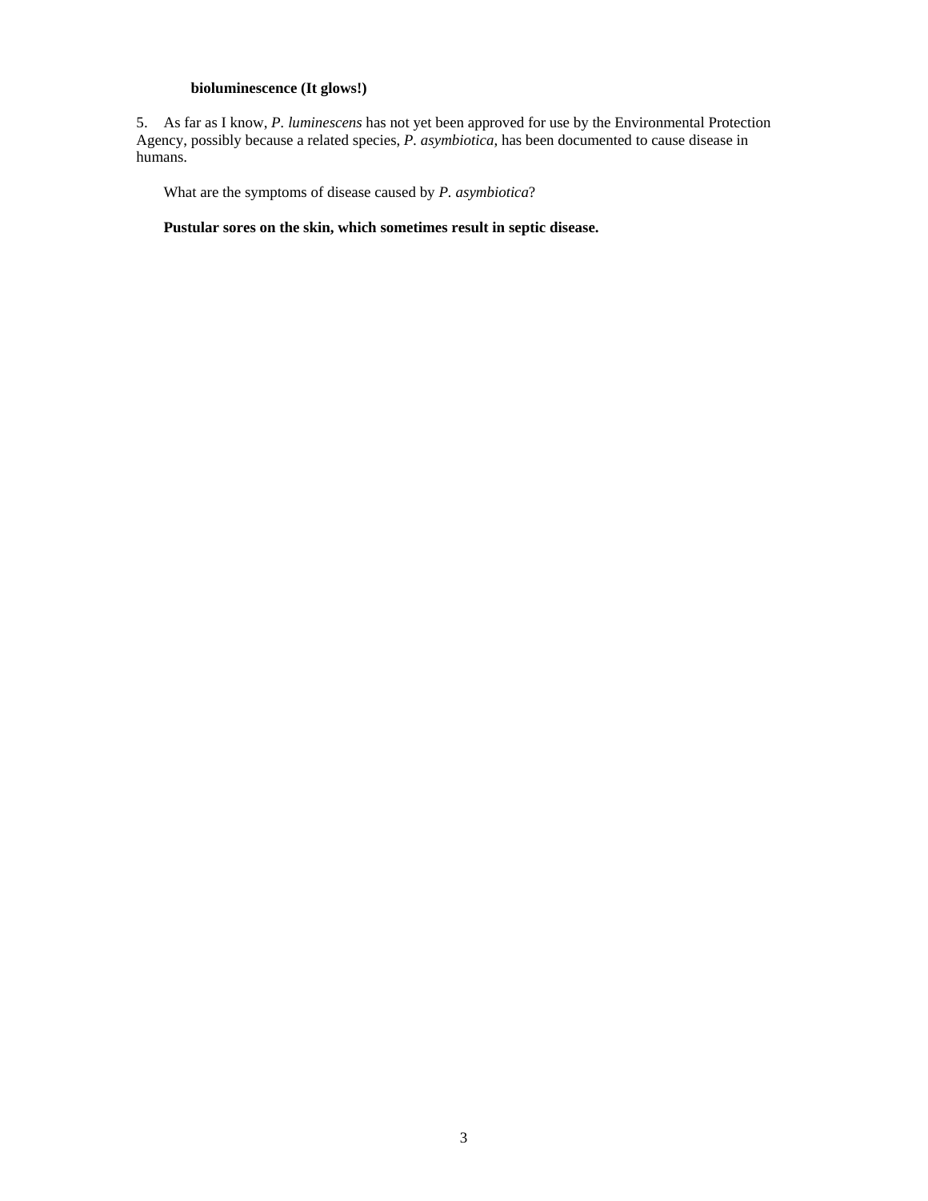**bioluminescence (It glows!)**

5. As far as I know, *P. luminescens* has not yet been approved for use by the Environmental Protection Agency, possibly because a related species, *P. asymbiotica*, has been documented to cause disease in humans.

What are the symptoms of disease caused by *P. asymbiotica*?

**Pustular sores on the skin, which sometimes result in septic disease.**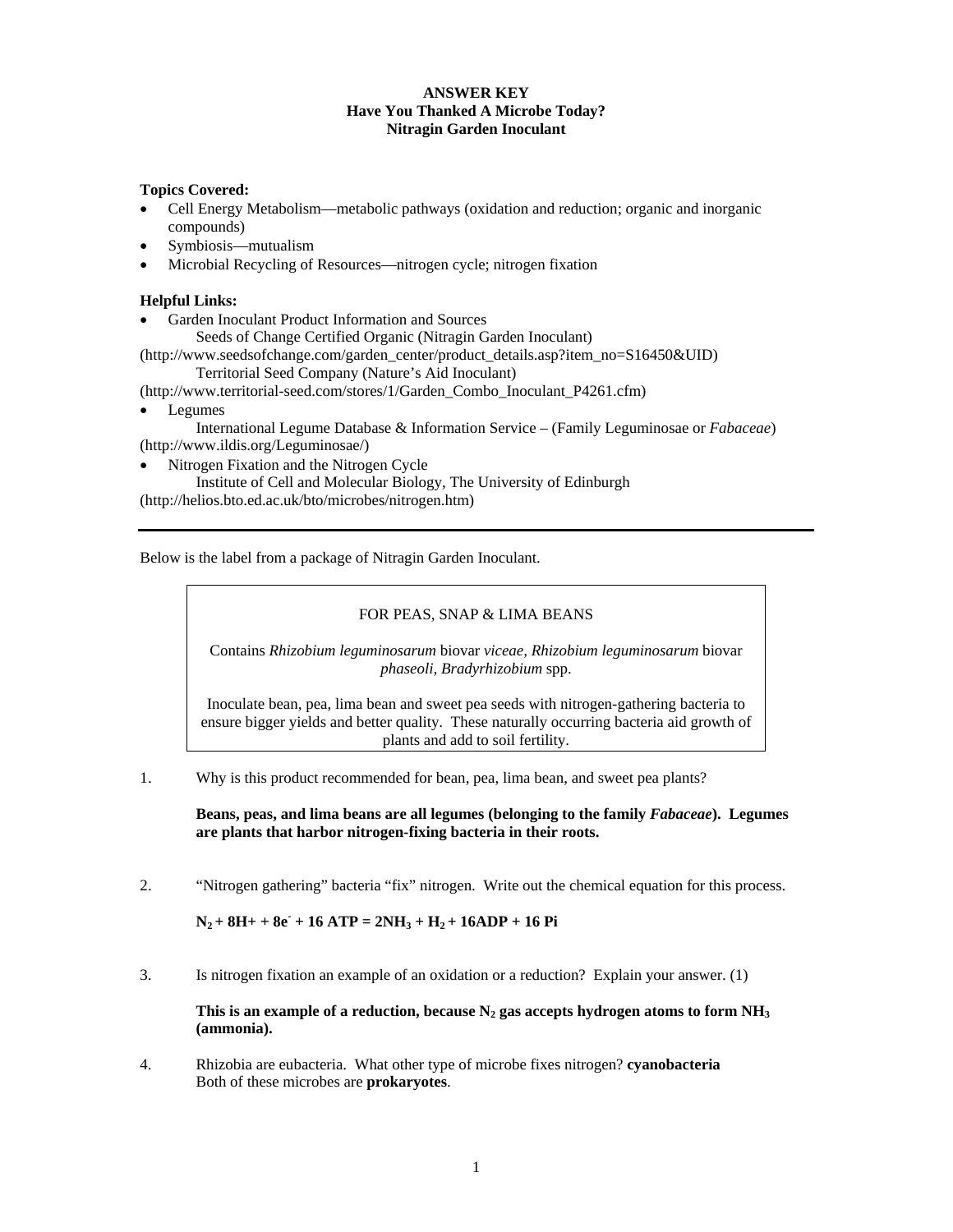**ANSWER KEY**
**Have You Thanked A Microbe Today?**
**Nitragin Garden Inoculant**

**Topics Covered:**

- Cell Energy Metabolism—metabolic pathways (oxidation and reduction; organic and inorganic compounds)
- Symbiosis—mutualism
- Microbial Recycling of Resources—nitrogen cycle; nitrogen fixation

**Helpful Links:**

- Garden Inoculant Product Information and Sources
  Seeds of Change Certified Organic (Nitragin Garden Inoculant)
  (http://www.seedsofchange.com/garden_center/product_details.asp?item_no=S16450&UID)
  Territorial Seed Company (Nature's Aid Inoculant)
  (http://www.territorial-seed.com/stores/1/Garden_Combo_Inoculant_P4261.cfm)
- Legumes
  International Legume Database & Information Service – (Family Leguminosae or *Fabaceae*)
  (http://www.ildis.org/Leguminosae/)
- Nitrogen Fixation and the Nitrogen Cycle
  Institute of Cell and Molecular Biology, The University of Edinburgh
  (http://helios.bto.ed.ac.uk/bto/microbes/nitrogen.htm)

---

Below is the label from a package of Nitragin Garden Inoculant.

> FOR PEAS, SNAP & LIMA BEANS
>
> Contains *Rhizobium leguminosarum* biovar *viceae, Rhizobium leguminosarum* biovar *phaseoli, Bradyrhizobium* spp.
>
> Inoculate bean, pea, lima bean and sweet pea seeds with nitrogen-gathering bacteria to ensure bigger yields and better quality. These naturally occurring bacteria aid growth of plants and add to soil fertility.

1. Why is this product recommended for bean, pea, lima bean, and sweet pea plants?

   **Beans, peas, and lima beans are all legumes (belonging to the family *Fabaceae*). Legumes are plants that harbor nitrogen-fixing bacteria in their roots.**

2. "Nitrogen gathering" bacteria "fix" nitrogen. Write out the chemical equation for this process.

   **$N_2 + 8H+ + 8e^- + 16\ ATP = 2NH_3 + H_2 + 16ADP + 16\ Pi$**

3. Is nitrogen fixation an example of an oxidation or a reduction? Explain your answer. (1)

   **This is an example of a reduction, because $N_2$ gas accepts hydrogen atoms to form $NH_3$ (ammonia).**

4. Rhizobia are eubacteria. What other type of microbe fixes nitrogen? **cyanobacteria**
   Both of these microbes are **prokaryotes**.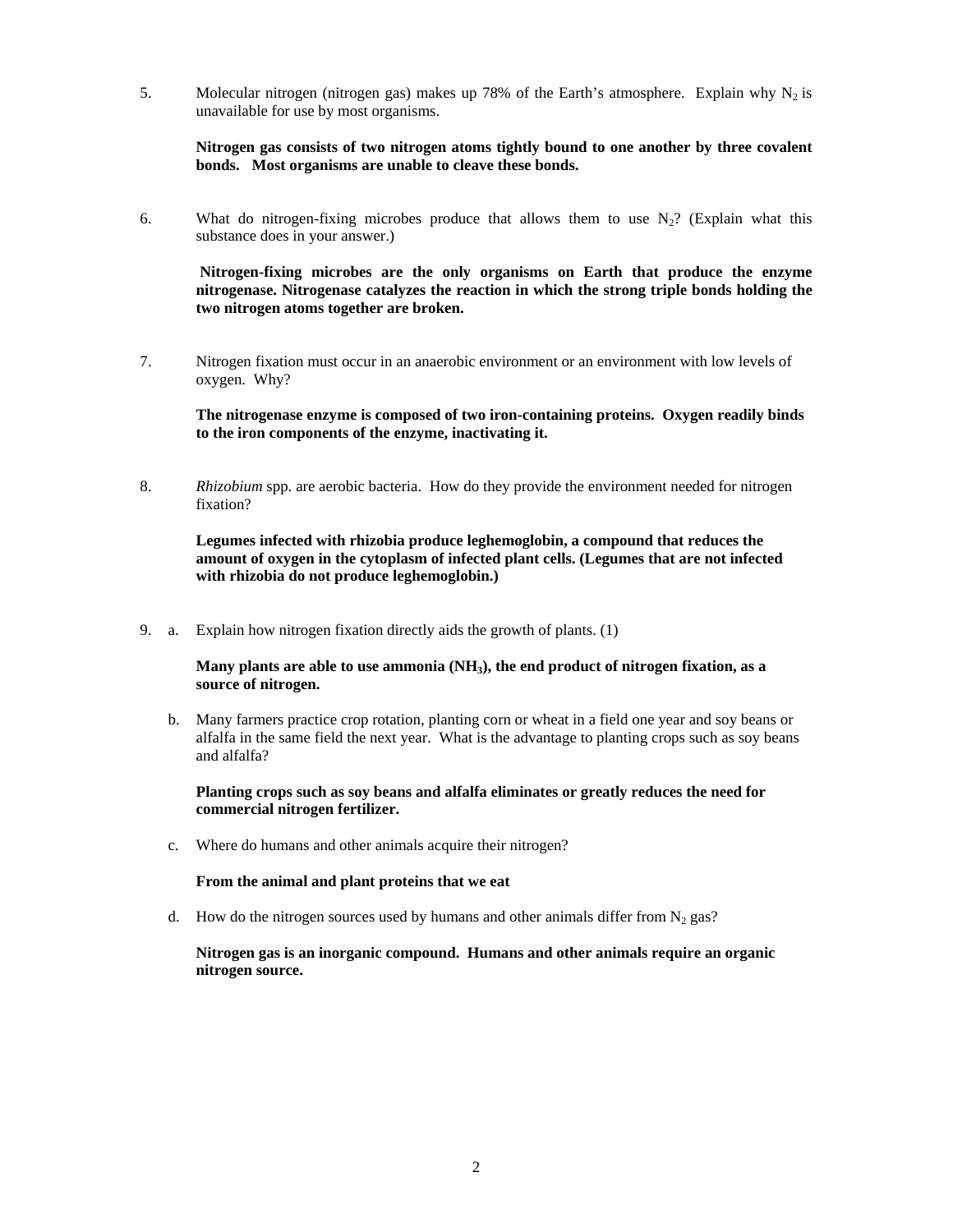5. Molecular nitrogen (nitrogen gas) makes up 78% of the Earth's atmosphere. Explain why $N_2$ is unavailable for use by most organisms.

   **Nitrogen gas consists of two nitrogen atoms tightly bound to one another by three covalent bonds. Most organisms are unable to cleave these bonds.**

6. What do nitrogen-fixing microbes produce that allows them to use $N_2$? (Explain what this substance does in your answer.)

   **Nitrogen-fixing microbes are the only organisms on Earth that produce the enzyme nitrogenase. Nitrogenase catalyzes the reaction in which the strong triple bonds holding the two nitrogen atoms together are broken.**

7. Nitrogen fixation must occur in an anaerobic environment or an environment with low levels of oxygen. Why?

   **The nitrogenase enzyme is composed of two iron-containing proteins. Oxygen readily binds to the iron components of the enzyme, inactivating it.**

8. *Rhizobium* spp. are aerobic bacteria. How do they provide the environment needed for nitrogen fixation?

   **Legumes infected with rhizobia produce leghemoglobin, a compound that reduces the amount of oxygen in the cytoplasm of infected plant cells. (Legumes that are not infected with rhizobia do not produce leghemoglobin.)**

9. a. Explain how nitrogen fixation directly aids the growth of plants. (1)

   **Many plants are able to use ammonia ($NH_3$), the end product of nitrogen fixation, as a source of nitrogen.**

   b. Many farmers practice crop rotation, planting corn or wheat in a field one year and soy beans or alfalfa in the same field the next year. What is the advantage to planting crops such as soy beans and alfalfa?

   **Planting crops such as soy beans and alfalfa eliminates or greatly reduces the need for commercial nitrogen fertilizer.**

   c. Where do humans and other animals acquire their nitrogen?

   **From the animal and plant proteins that we eat**

   d. How do the nitrogen sources used by humans and other animals differ from $N_2$ gas?

   **Nitrogen gas is an inorganic compound. Humans and other animals require an organic nitrogen source.**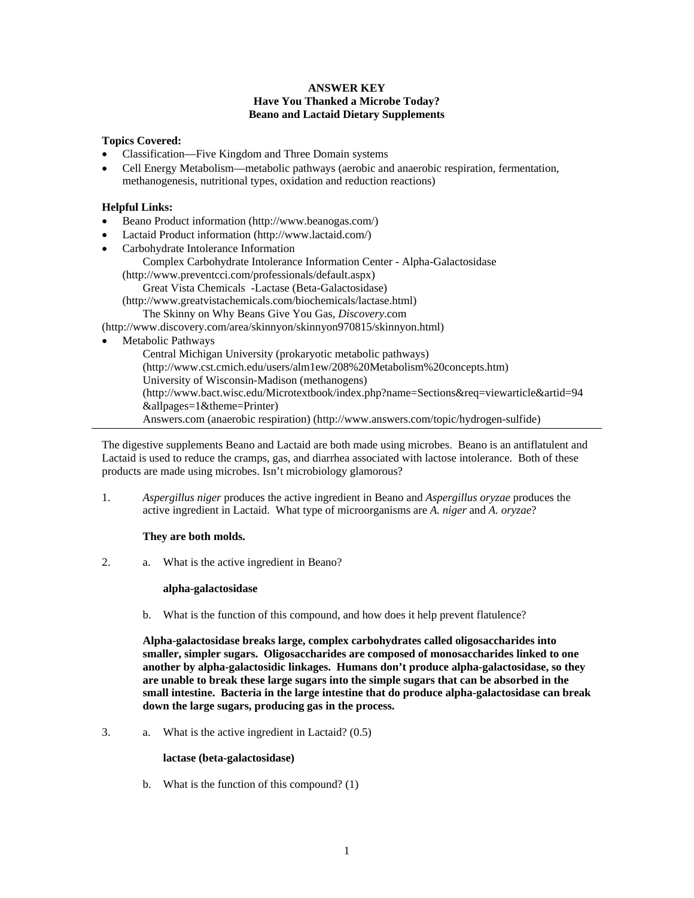**ANSWER KEY**
**Have You Thanked a Microbe Today?**
**Beano and Lactaid Dietary Supplements**

**Topics Covered:**

- Classification—Five Kingdom and Three Domain systems
- Cell Energy Metabolism—metabolic pathways (aerobic and anaerobic respiration, fermentation, methanogenesis, nutritional types, oxidation and reduction reactions)

**Helpful Links:**

- Beano Product information (http://www.beanogas.com/)
- Lactaid Product information (http://www.lactaid.com/)
- Carbohydrate Intolerance Information
  - Complex Carbohydrate Intolerance Information Center - Alpha-Galactosidase (http://www.preventcci.com/professionals/default.aspx)
  - Great Vista Chemicals -Lactase (Beta-Galactosidase) (http://www.greatvistachemicals.com/biochemicals/lactase.html)
  - The Skinny on Why Beans Give You Gas, *Discovery*.com (http://www.discovery.com/area/skinnyon/skinnyon970815/skinnyon.html)
- Metabolic Pathways
  - Central Michigan University (prokaryotic metabolic pathways) (http://www.cst.cmich.edu/users/alm1ew/208%20Metabolism%20concepts.htm)
  - University of Wisconsin-Madison (methanogens) (http://www.bact.wisc.edu/Microtextbook/index.php?name=Sections&req=viewarticle&artid=94&allpages=1&theme=Printer)
  - Answers.com (anaerobic respiration) (http://www.answers.com/topic/hydrogen-sulfide)

---

The digestive supplements Beano and Lactaid are both made using microbes. Beano is an antiflatulent and Lactaid is used to reduce the cramps, gas, and diarrhea associated with lactose intolerance. Both of these products are made using microbes. Isn't microbiology glamorous?

1. *Aspergillus niger* produces the active ingredient in Beano and *Aspergillus oryzae* produces the active ingredient in Lactaid. What type of microorganisms are *A. niger* and *A. oryzae*?

   **They are both molds.**

2. a. What is the active ingredient in Beano?

   **alpha-galactosidase**

   b. What is the function of this compound, and how does it help prevent flatulence?

   **Alpha-galactosidase breaks large, complex carbohydrates called oligosaccharides into smaller, simpler sugars. Oligosaccharides are composed of monosaccharides linked to one another by alpha-galactosidic linkages. Humans don't produce alpha-galactosidase, so they are unable to break these large sugars into the simple sugars that can be absorbed in the small intestine. Bacteria in the large intestine that do produce alpha-galactosidase can break down the large sugars, producing gas in the process.**

3. a. What is the active ingredient in Lactaid? (0.5)

   **lactase (beta-galactosidase)**

   b. What is the function of this compound? (1)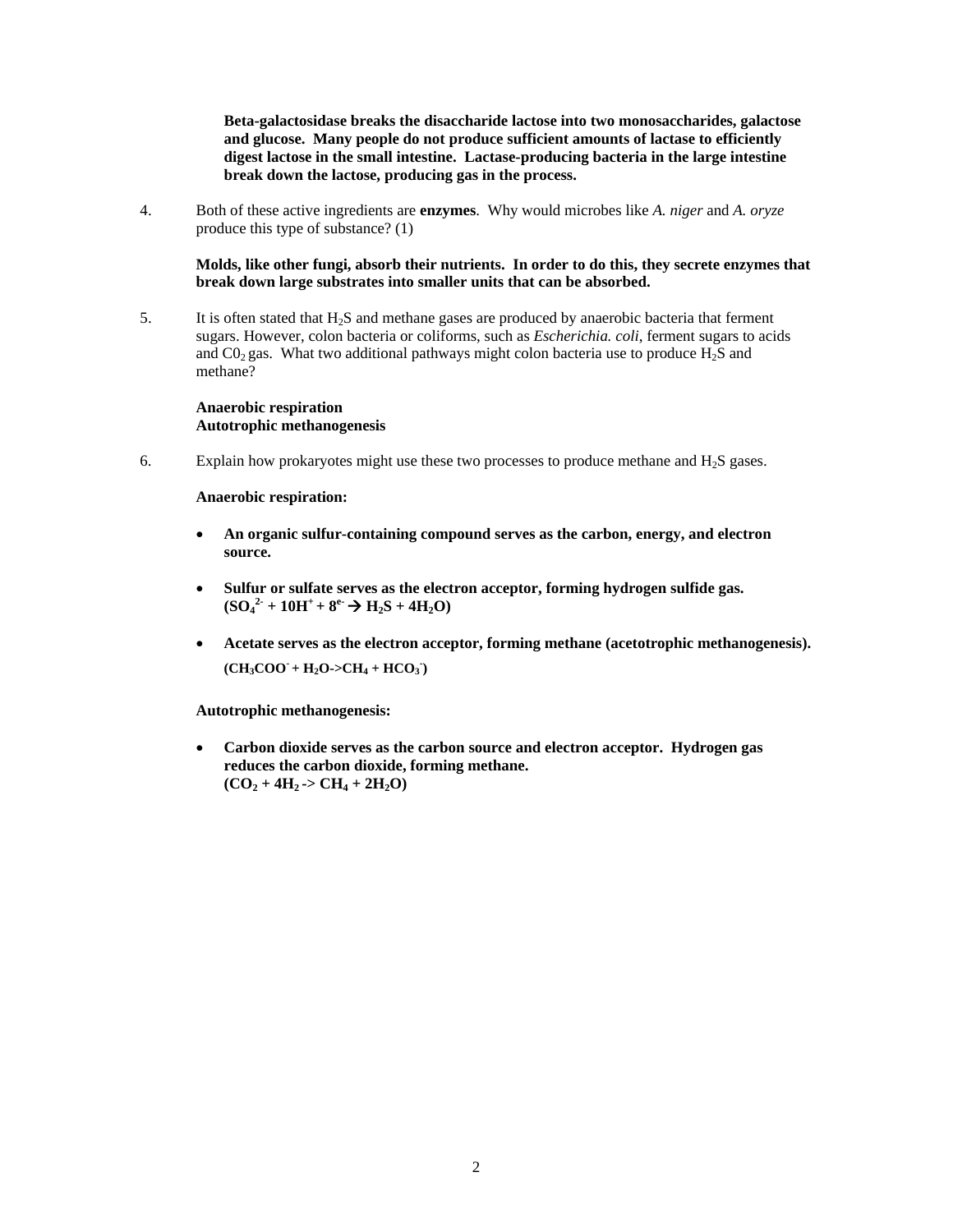**Beta-galactosidase breaks the disaccharide lactose into two monosaccharides, galactose and glucose. Many people do not produce sufficient amounts of lactase to efficiently digest lactose in the small intestine. Lactase-producing bacteria in the large intestine break down the lactose, producing gas in the process.**

4. Both of these active ingredients are **enzymes**. Why would microbes like *A. niger* and *A. oryze* produce this type of substance? (1)

   **Molds, like other fungi, absorb their nutrients. In order to do this, they secrete enzymes that break down large substrates into smaller units that can be absorbed.**

5. It is often stated that $H_2S$ and methane gases are produced by anaerobic bacteria that ferment sugars. However, colon bacteria or coliforms, such as *Escherichia. coli*, ferment sugars to acids and $C0_2$ gas. What two additional pathways might colon bacteria use to produce $H_2S$ and methane?

   **Anaerobic respiration**
   **Autotrophic methanogenesis**

6. Explain how prokaryotes might use these two processes to produce methane and $H_2S$ gases.

   **Anaerobic respiration:**

   - **An organic sulfur-containing compound serves as the carbon, energy, and electron source.**
   - **Sulfur or sulfate serves as the electron acceptor, forming hydrogen sulfide gas.** **($SO_4^{2-} + 10H^+ + 8^{e-} \rightarrow H_2S + 4H_2O$)**
   - **Acetate serves as the electron acceptor, forming methane (acetotrophic methanogenesis).** **($CH_3COO^- + H_2O \rightarrow CH_4 + HCO_3^-$)**

   **Autotrophic methanogenesis:**

   - **Carbon dioxide serves as the carbon source and electron acceptor. Hydrogen gas reduces the carbon dioxide, forming methane.** **($CO_2 + 4H_2 \rightarrow CH_4 + 2H_2O$)**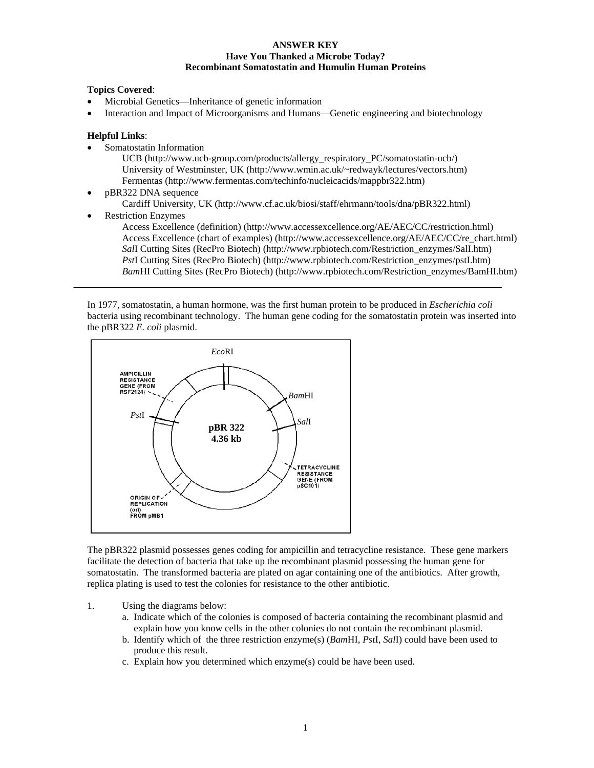**ANSWER KEY**
**Have You Thanked a Microbe Today?**
**Recombinant Somatostatin and Humulin Human Proteins**

**Topics Covered**:

- Microbial Genetics—Inheritance of genetic information
- Interaction and Impact of Microorganisms and Humans—Genetic engineering and biotechnology

**Helpful Links**:

- Somatostatin Information
  - UCB (http://www.ucb-group.com/products/allergy_respiratory_PC/somatostatin-ucb/)
  - University of Westminster, UK (http://www.wmin.ac.uk/~redwayk/lectures/vectors.htm)
  - Fermentas (http://www.fermentas.com/techinfo/nucleicacids/mappbr322.htm)
- pBR322 DNA sequence
  - Cardiff University, UK (http://www.cf.ac.uk/biosi/staff/ehrmann/tools/dna/pBR322.html)
- Restriction Enzymes
  - Access Excellence (definition) (http://www.accessexcellence.org/AE/AEC/CC/restriction.html)
  - Access Excellence (chart of examples) (http://www.accessexcellence.org/AE/AEC/CC/re_chart.html)
  - *Sal*I Cutting Sites (RecPro Biotech) (http://www.rpbiotech.com/Restriction_enzymes/SalI.htm)
  - *Pst*I Cutting Sites (RecPro Biotech) (http://www.rpbiotech.com/Restriction_enzymes/pstI.htm)
  - *Bam*HI Cutting Sites (RecPro Biotech) (http://www.rpbiotech.com/Restriction_enzymes/BamHI.htm)

---

In 1977, somatostatin, a human hormone, was the first human protein to be produced in *Escherichia coli* bacteria using recombinant technology. The human gene coding for the somatostatin protein was inserted into the pBR322 *E. coli* plasmid.

*Eco*RI

AMPICILLIN RESISTANCE GENE (FROM RSF2124)

*Bam*HI

*Pst*I

*Sal*I

**pBR 322**
**4.36 kb**

TETRACYCLINE RESISTANCE GENE (FROM pSC101)

ORIGIN OF REPLICATION (ori) FROM pMB1

The pBR322 plasmid possesses genes coding for ampicillin and tetracycline resistance. These gene markers facilitate the detection of bacteria that take up the recombinant plasmid possessing the human gene for somatostatin. The transformed bacteria are plated on agar containing one of the antibiotics. After growth, replica plating is used to test the colonies for resistance to the other antibiotic.

1. Using the diagrams below:
   a. Indicate which of the colonies is composed of bacteria containing the recombinant plasmid and explain how you know cells in the other colonies do not contain the recombinant plasmid.
   b. Identify which of the three restriction enzyme(s) (*Bam*HI, *Pst*I, *Sal*I) could have been used to produce this result.
   c. Explain how you determined which enzyme(s) could be have been used.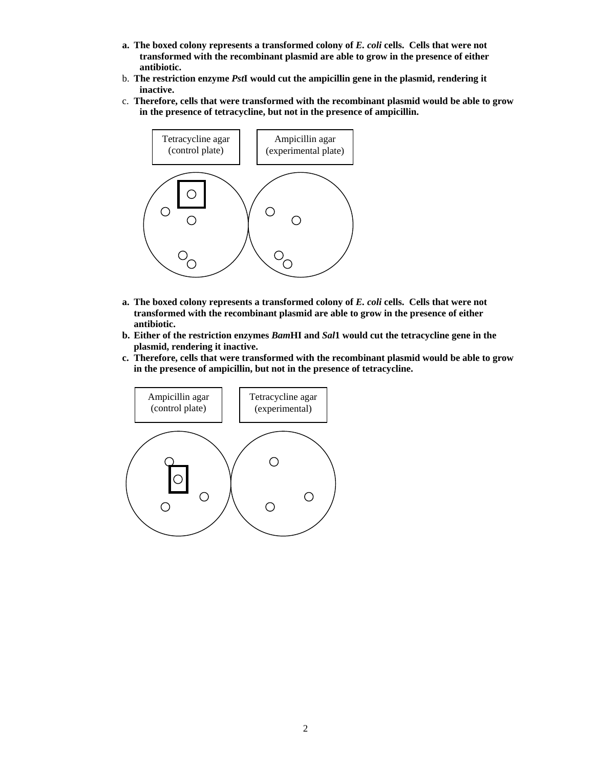- **a. The boxed colony represents a transformed colony of *E. coli* cells. Cells that were not transformed with the recombinant plasmid are able to grow in the presence of either antibiotic.**
- b. **The restriction enzyme *Pst*I would cut the ampicillin gene in the plasmid, rendering it inactive.**
- c. **Therefore, cells that were transformed with the recombinant plasmid would be able to grow in the presence of tetracycline, but not in the presence of ampicillin.**

Tetracycline agar (control plate)

Ampicillin agar (experimental plate)

- **a. The boxed colony represents a transformed colony of *E. coli* cells. Cells that were not transformed with the recombinant plasmid are able to grow in the presence of either antibiotic.**
- **b. Either of the restriction enzymes *Bam*HI and *Sal*1 would cut the tetracycline gene in the plasmid, rendering it inactive.**
- **c. Therefore, cells that were transformed with the recombinant plasmid would be able to grow in the presence of ampicillin, but not in the presence of tetracycline.**

Ampicillin agar (control plate)

Tetracycline agar (experimental)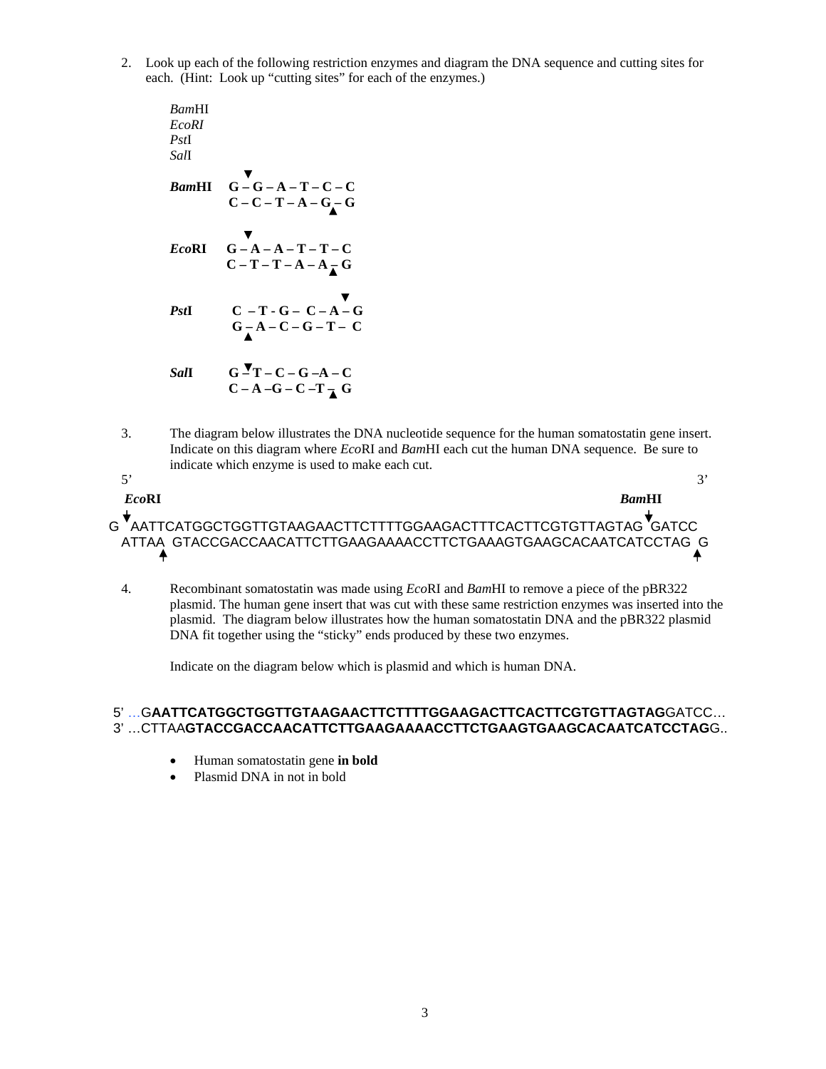2. Look up each of the following restriction enzymes and diagram the DNA sequence and cutting sites for each. (Hint: Look up "cutting sites" for each of the enzymes.)

   *Bam*HI
   *EcoRI*
   *Pst*I
   *Sal*I

```
              ▼
BamHI    G – G – A – T – C – C
         C – C – T – A – G – G
                         ▲

             ▼
EcoRI    G – A – A – T – T – C
         C – T – T – A – A – G
                         ▲

                          ▼
PstI      C – T - G – C – A – G
          G – A – C – G – T – C
            ▲

           ▼
SalI     G – T – C – G –A – C
         C – A –G – C –T – G
                         ▲
```

3. The diagram below illustrates the DNA nucleotide sequence for the human somatostatin gene insert. Indicate on this diagram where *Eco*RI and *Bam*HI each cut the human DNA sequence. Be sure to indicate which enzyme is used to make each cut.

```
5'                                                                              3'
 EcoRI                                                               BamHI
  ↓                                                                    ↓
G  AATTCATGGCTGGTTGTAAGAACTTCTTTTGGAAGACTTTCACTTCGTGTTAGTAG  GATCC
 ATTAA  GTACCGACCAACATTCTTGAAGAAAACCTTCTGAAAGTGAAGCACAATCATCCTAG  G
      ↑                                                                ↑
```

4. Recombinant somatostatin was made using *Eco*RI and *Bam*HI to remove a piece of the pBR322 plasmid. The human gene insert that was cut with these same restriction enzymes was inserted into the plasmid. The diagram below illustrates how the human somatostatin DNA and the pBR322 plasmid DNA fit together using the "sticky" ends produced by these two enzymes.

   Indicate on the diagram below which is plasmid and which is human DNA.

5' …G**AATTCATGGCTGGTTGTAAGAACTTCTTTTGGAAGACTTCACTTCGTGTTAGTAG**GATCC…
3' …CTTAA**GTACCGACCAACATTCTTGAAGAAAACCTTCTGAAGTGAAGCACAATCATCCTAG**G..

- Human somatostatin gene **in bold**
- Plasmid DNA in not in bold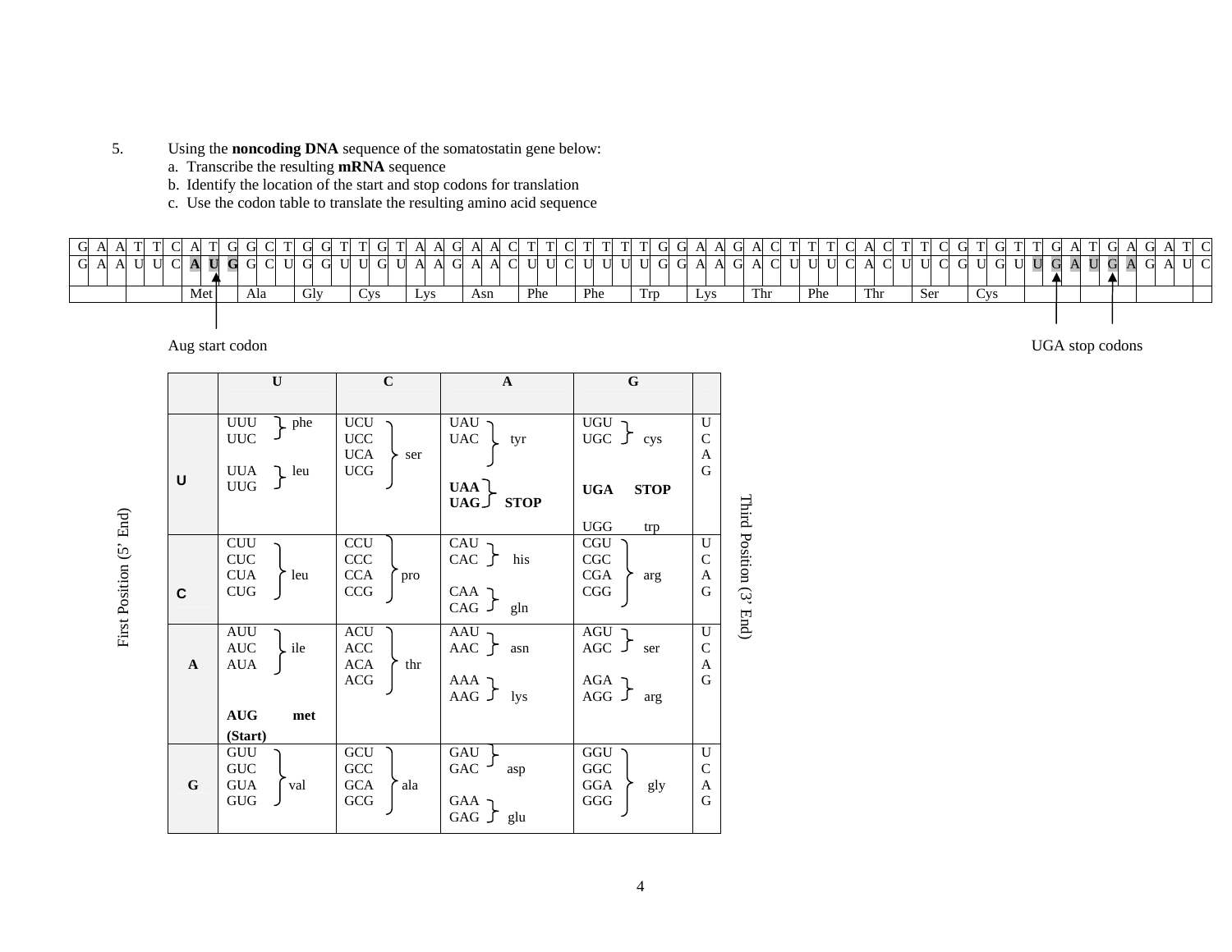5. Using the **noncoding DNA** sequence of the somatostatin gene below:
   a. Transcribe the resulting **mRNA** sequence
   b. Identify the location of the start and stop codons for translation
   c. Use the codon table to translate the resulting amino acid sequence

| GAA | TTC | ATG | GCT | GGT | TGT | AAG | AAC | TTC | TTT | TGG | AAG | ACT | TTC | ACT | TCG | TGT | TGA | TGA | GAT | C |
|---|---|---|---|---|---|---|---|---|---|---|---|---|---|---|---|---|---|---|---|---|
| GAA | UUC | **AUG** | GCU | GGU | UGU | AAG | AAC | UUC | UUU | UGG | AAG | ACU | UUC | ACU | UCG | UGU | **UGA** | **UGA** | GAU | C |
| | | Met | Ala | Gly | Cys | Lys | Asn | Phe | Phe | Trp | Lys | Thr | Phe | Thr | Ser | Cys | | | | |

Aug start codon (points to AUG) — UGA stop codons (point to the two UGA codons)

First Position (5' End) / Third Position (3' End)

| | U | C | A | G | |
|---|---|---|---|---|---|
| **U** | UUU, UUC } phe<br>UUA, UUG } leu | UCU, UCC, UCA, UCG } ser | UAU, UAC } tyr<br>**UAA, UAG } STOP** | UGU, UGC } cys<br>**UGA STOP**<br>UGG trp | U C A G |
| **C** | CUU, CUC, CUA, CUG } leu | CCU, CCC, CCA, CCG } pro | CAU, CAC } his<br>CAA, CAG } gln | CGU, CGC, CGA, CGG } arg | U C A G |
| **A** | AUU, AUC, AUA } ile<br>**AUG met (Start)** | ACU, ACC, ACA, ACG } thr | AAU, AAC } asn<br>AAA, AAG } lys | AGU, AGC } ser<br>AGA, AGG } arg | U C A G |
| **G** | GUU, GUC, GUA, GUG } val | GCU, GCC, GCA, GCG } ala | GAU, GAC } asp<br>GAA, GAG } glu | GGU, GGC, GGA, GGG } gly | U C A G |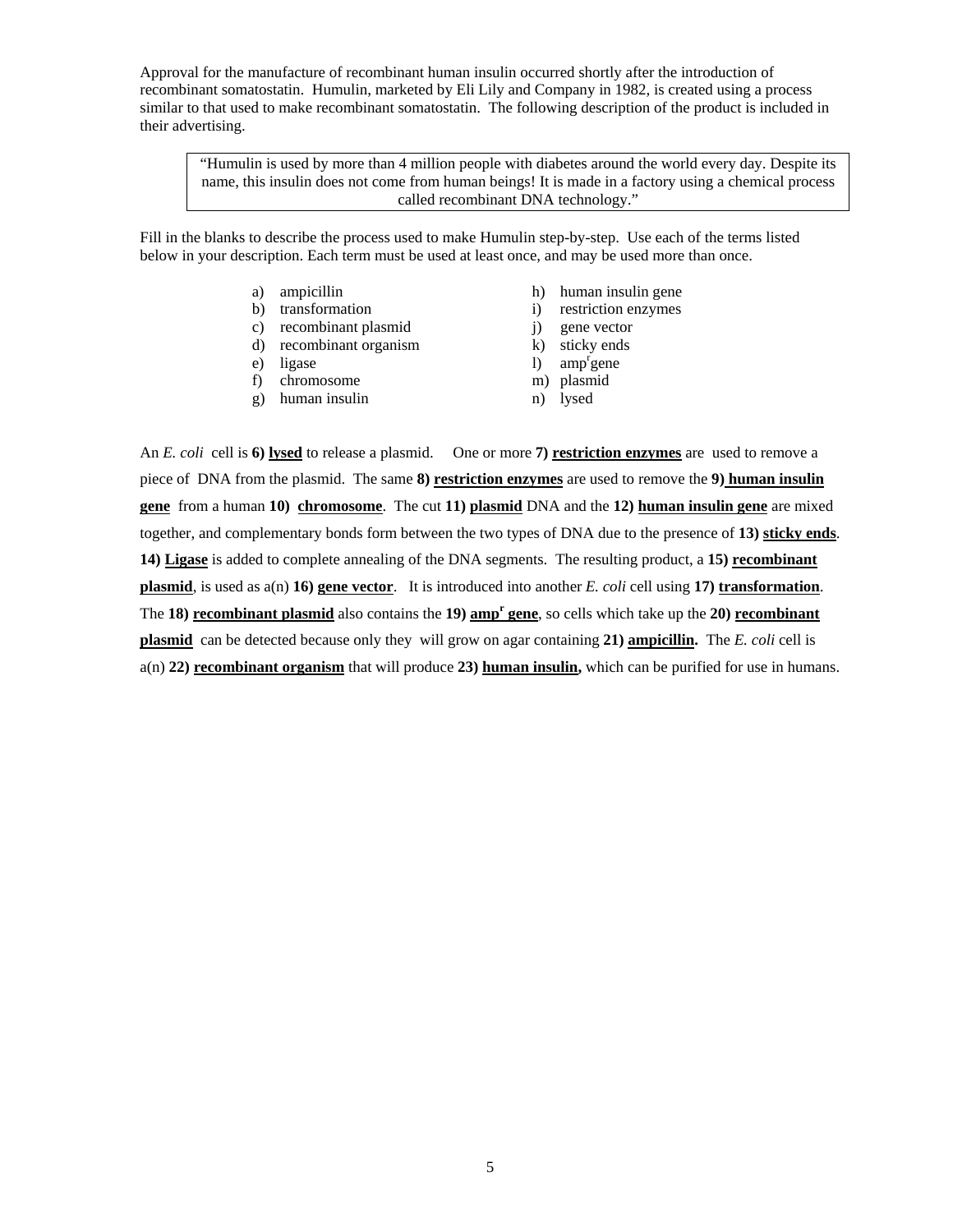Approval for the manufacture of recombinant human insulin occurred shortly after the introduction of recombinant somatostatin. Humulin, marketed by Eli Lily and Company in 1982, is created using a process similar to that used to make recombinant somatostatin. The following description of the product is included in their advertising.

> "Humulin is used by more than 4 million people with diabetes around the world every day. Despite its name, this insulin does not come from human beings! It is made in a factory using a chemical process called recombinant DNA technology."

Fill in the blanks to describe the process used to make Humulin step-by-step. Use each of the terms listed below in your description. Each term must be used at least once, and may be used more than once.

a) ampicillin
b) transformation
c) recombinant plasmid
d) recombinant organism
e) ligase
f) chromosome
g) human insulin
h) human insulin gene
i) restriction enzymes
j) gene vector
k) sticky ends
l) amp$^r$gene
m) plasmid
n) lysed

An *E. coli* cell is **6)** **lysed** to release a plasmid. One or more **7)** **restriction enzymes** are used to remove a piece of DNA from the plasmid. The same **8)** **restriction enzymes** are used to remove the **9)** **human insulin gene** from a human **10)** **chromosome**. The cut **11)** **plasmid** DNA and the **12)** **human insulin gene** are mixed together, and complementary bonds form between the two types of DNA due to the presence of **13)** **sticky ends**. **14)** **Ligase** is added to complete annealing of the DNA segments. The resulting product, a **15)** **recombinant plasmid**, is used as a(n) **16)** **gene vector**. It is introduced into another *E. coli* cell using **17)** **transformation**. The **18)** **recombinant plasmid** also contains the **19)** **amp$^r$ gene**, so cells which take up the **20)** **recombinant plasmid** can be detected because only they will grow on agar containing **21)** **ampicillin.** The *E. coli* cell is a(n) **22)** **recombinant organism** that will produce **23)** **human insulin,** which can be purified for use in humans.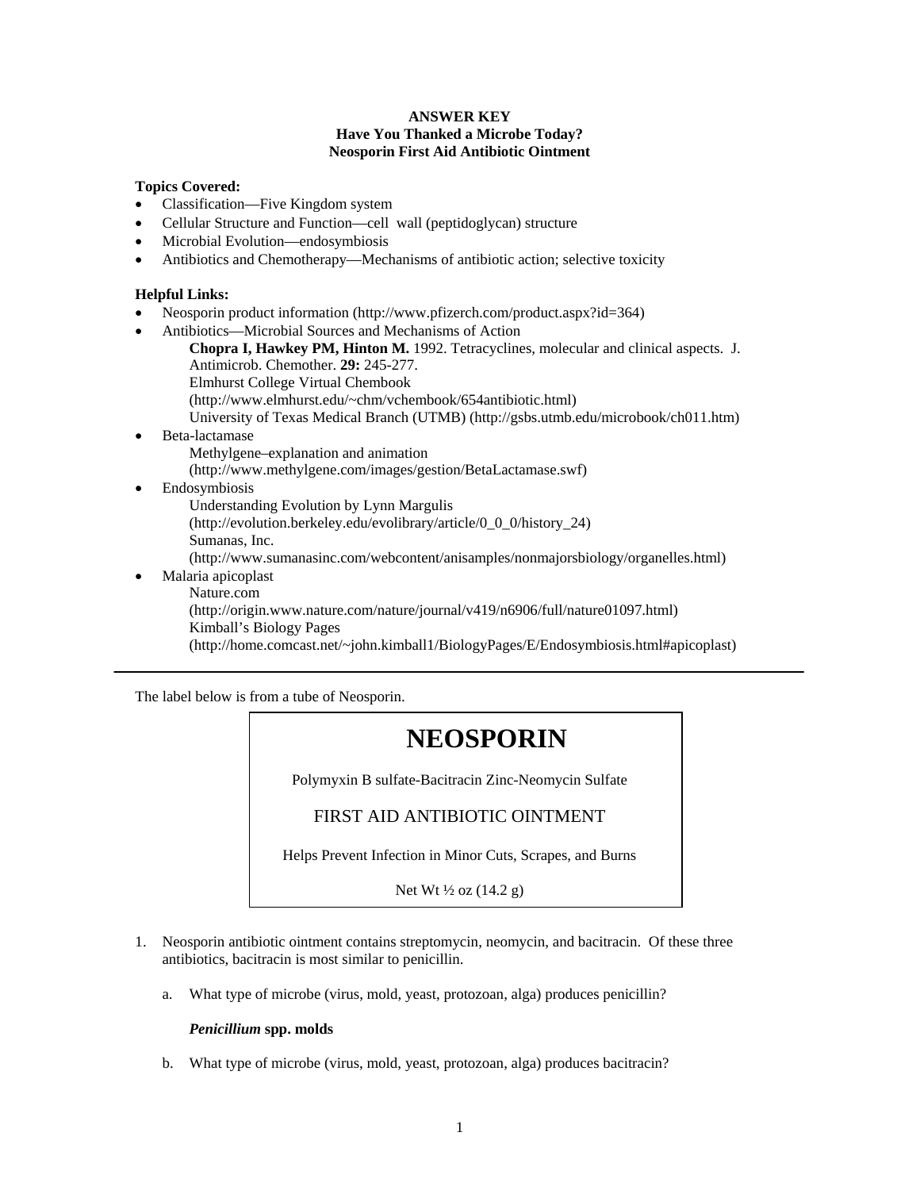**ANSWER KEY**
**Have You Thanked a Microbe Today?**
**Neosporin First Aid Antibiotic Ointment**

**Topics Covered:**

- Classification—Five Kingdom system
- Cellular Structure and Function—cell wall (peptidoglycan) structure
- Microbial Evolution—endosymbiosis
- Antibiotics and Chemotherapy—Mechanisms of antibiotic action; selective toxicity

**Helpful Links:**

- Neosporin product information (http://www.pfizerch.com/product.aspx?id=364)
- Antibiotics—Microbial Sources and Mechanisms of Action
  - **Chopra I, Hawkey PM, Hinton M.** 1992. Tetracyclines, molecular and clinical aspects. J. Antimicrob. Chemother. **29:** 245-277.
  - Elmhurst College Virtual Chembook (http://www.elmhurst.edu/~chm/vchembook/654antibiotic.html)
  - University of Texas Medical Branch (UTMB) (http://gsbs.utmb.edu/microbook/ch011.htm)
- Beta-lactamase
  - Methylgene–explanation and animation (http://www.methylgene.com/images/gestion/BetaLactamase.swf)
- Endosymbiosis
  - Understanding Evolution by Lynn Margulis (http://evolution.berkeley.edu/evolibrary/article/0_0_0/history_24)
  - Sumanas, Inc. (http://www.sumanasinc.com/webcontent/anisamples/nonmajorsbiology/organelles.html)
- Malaria apicoplast
  - Nature.com (http://origin.www.nature.com/nature/journal/v419/n6906/full/nature01097.html)
  - Kimball's Biology Pages (http://home.comcast.net/~john.kimball1/BiologyPages/E/Endosymbiosis.html#apicoplast)

---

The label below is from a tube of Neosporin.

> **NEOSPORIN**
>
> Polymyxin B sulfate-Bacitracin Zinc-Neomycin Sulfate
>
> FIRST AID ANTIBIOTIC OINTMENT
>
> Helps Prevent Infection in Minor Cuts, Scrapes, and Burns
>
> Net Wt ½ oz (14.2 g)

1. Neosporin antibiotic ointment contains streptomycin, neomycin, and bacitracin. Of these three antibiotics, bacitracin is most similar to penicillin.

   a. What type of microbe (virus, mold, yeast, protozoan, alga) produces penicillin?

   ***Penicillium* spp. molds**

   b. What type of microbe (virus, mold, yeast, protozoan, alga) produces bacitracin?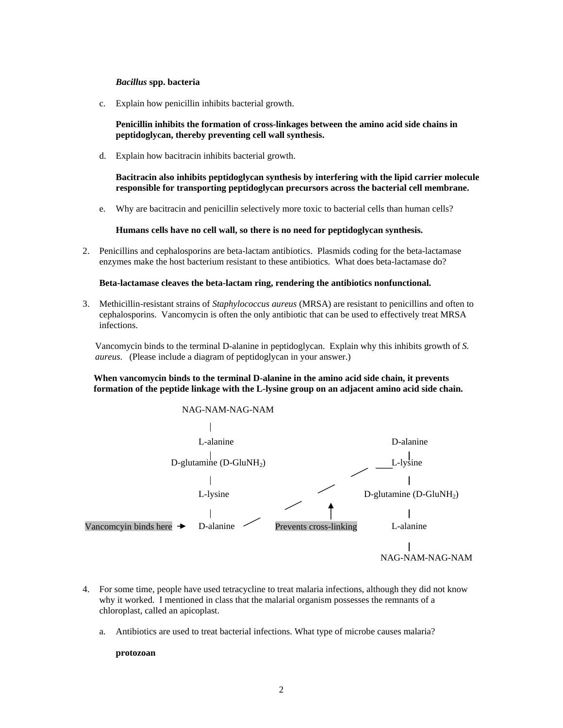***Bacillus* spp. bacteria**

c. Explain how penicillin inhibits bacterial growth.

**Penicillin inhibits the formation of cross-linkages between the amino acid side chains in peptidoglycan, thereby preventing cell wall synthesis.**

d. Explain how bacitracin inhibits bacterial growth.

**Bacitracin also inhibits peptidoglycan synthesis by interfering with the lipid carrier molecule responsible for transporting peptidoglycan precursors across the bacterial cell membrane.**

e. Why are bacitracin and penicillin selectively more toxic to bacterial cells than human cells?

**Humans cells have no cell wall, so there is no need for peptidoglycan synthesis.**

2. Penicillins and cephalosporins are beta-lactam antibiotics. Plasmids coding for the beta-lactamase enzymes make the host bacterium resistant to these antibiotics. What does beta-lactamase do?

**Beta-lactamase cleaves the beta-lactam ring, rendering the antibiotics nonfunctional.**

3. Methicillin-resistant strains of *Staphylococcus aureus* (MRSA) are resistant to penicillins and often to cephalosporins. Vancomycin is often the only antibiotic that can be used to effectively treat MRSA infections.

Vancomycin binds to the terminal D-alanine in peptidoglycan. Explain why this inhibits growth of *S. aureus*. (Please include a diagram of peptidoglycan in your answer.)

**When vancomycin binds to the terminal D-alanine in the amino acid side chain, it prevents formation of the peptide linkage with the L-lysine group on an adjacent amino acid side chain.**

```
                         NAG-NAM-NAG-NAM
                              |
                          L-alanine                                D-alanine
                              |                                        |
                   D-glutamine (D-GluNH2)                       ____L-lysine
                              |                          /             |
                          L-lysine                  /           D-glutamine (D-GluNH2)
                              |                /        ↑              |
Vancomcyin binds here →   D-alanine  /     Prevents cross-linking  L-alanine
                                                                       |
                                                              NAG-NAM-NAG-NAM
```

4. For some time, people have used tetracycline to treat malaria infections, although they did not know why it worked. I mentioned in class that the malarial organism possesses the remnants of a chloroplast, called an apicoplast.

a. Antibiotics are used to treat bacterial infections. What type of microbe causes malaria?

**protozoan**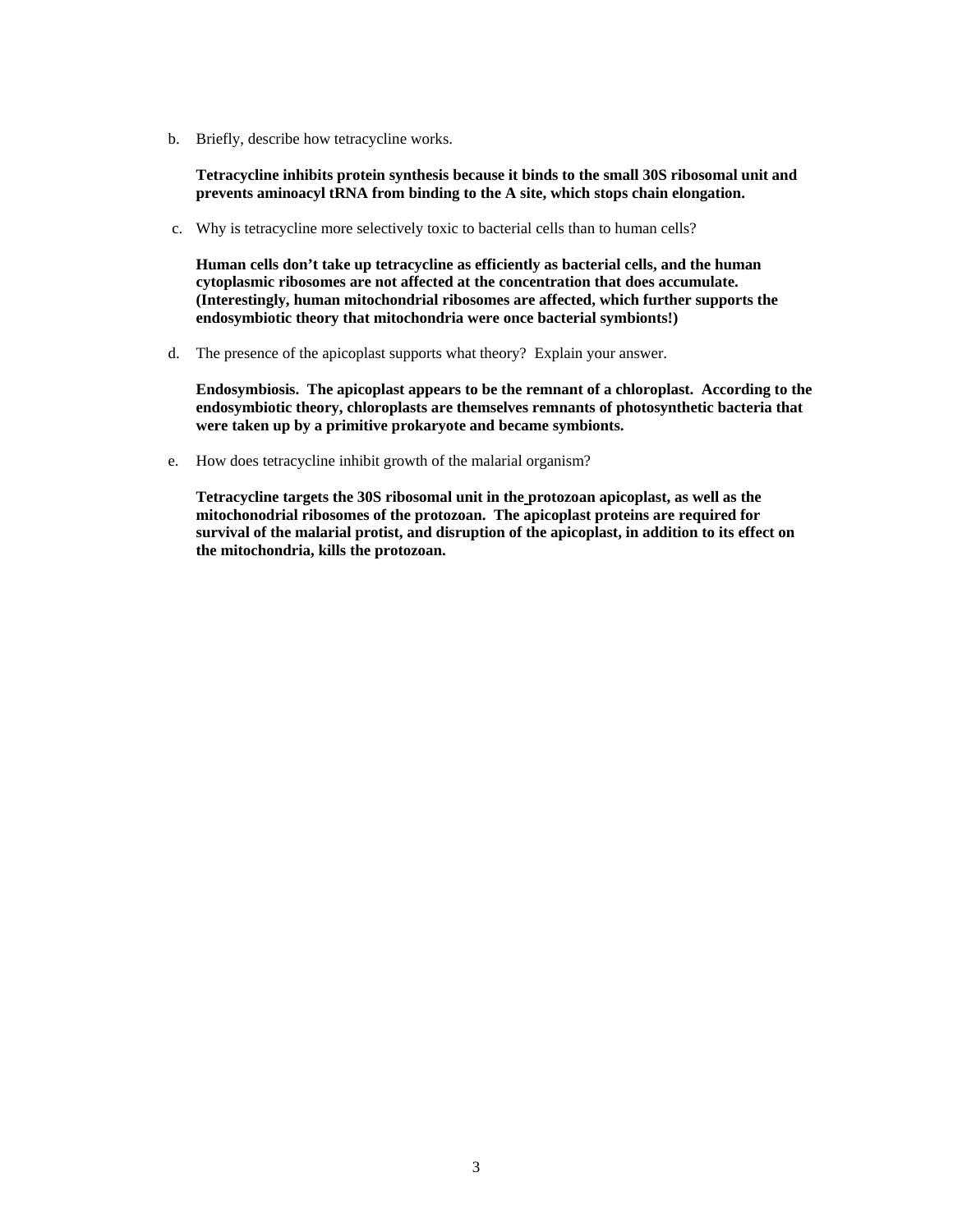b. Briefly, describe how tetracycline works.

   **Tetracycline inhibits protein synthesis because it binds to the small 30S ribosomal unit and prevents aminoacyl tRNA from binding to the A site, which stops chain elongation.**

c. Why is tetracycline more selectively toxic to bacterial cells than to human cells?

   **Human cells don't take up tetracycline as efficiently as bacterial cells, and the human cytoplasmic ribosomes are not affected at the concentration that does accumulate. (Interestingly, human mitochondrial ribosomes are affected, which further supports the endosymbiotic theory that mitochondria were once bacterial symbionts!)**

d. The presence of the apicoplast supports what theory? Explain your answer.

   **Endosymbiosis. The apicoplast appears to be the remnant of a chloroplast. According to the endosymbiotic theory, chloroplasts are themselves remnants of photosynthetic bacteria that were taken up by a primitive prokaryote and became symbionts.**

e. How does tetracycline inhibit growth of the malarial organism?

   **Tetracycline targets the 30S ribosomal unit in the protozoan apicoplast, as well as the mitochonodrial ribosomes of the protozoan. The apicoplast proteins are required for survival of the malarial protist, and disruption of the apicoplast, in addition to its effect on the mitochondria, kills the protozoan.**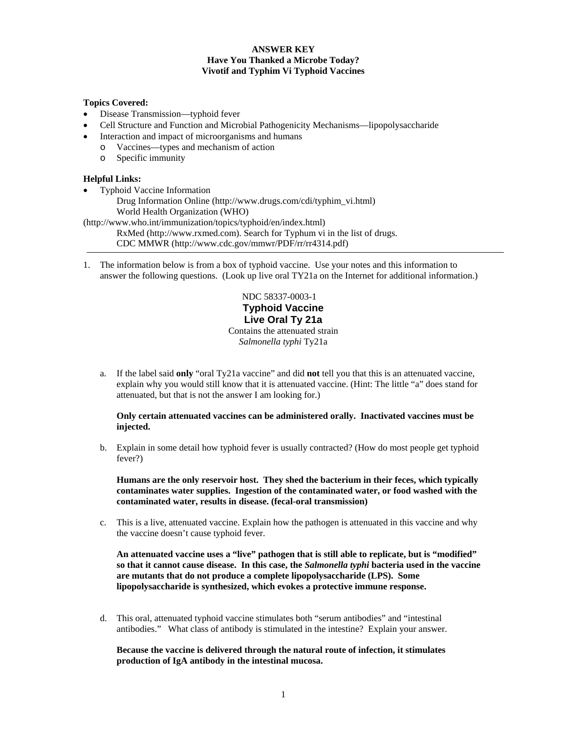**ANSWER KEY**
**Have You Thanked a Microbe Today?**
**Vivotif and Typhim Vi Typhoid Vaccines**

**Topics Covered:**

- Disease Transmission—typhoid fever
- Cell Structure and Function and Microbial Pathogenicity Mechanisms—lipopolysaccharide
- Interaction and impact of microorganisms and humans
  - Vaccines—types and mechanism of action
  - Specific immunity

**Helpful Links:**

- Typhoid Vaccine Information
  - Drug Information Online (http://www.drugs.com/cdi/typhim_vi.html)
  - World Health Organization (WHO) (http://www.who.int/immunization/topics/typhoid/en/index.html)
  - RxMed (http://www.rxmed.com). Search for Typhum vi in the list of drugs.
  - CDC MMWR (http://www.cdc.gov/mmwr/PDF/rr/rr4314.pdf)

---

1. The information below is from a box of typhoid vaccine. Use your notes and this information to answer the following questions. (Look up live oral TY21a on the Internet for additional information.)

NDC 58337-0003-1
**Typhoid Vaccine**
**Live Oral Ty 21a**
Contains the attenuated strain
*Salmonella typhi* Ty21a

a. If the label said **only** "oral Ty21a vaccine" and did **not** tell you that this is an attenuated vaccine, explain why you would still know that it is attenuated vaccine. (Hint: The little "a" does stand for attenuated, but that is not the answer I am looking for.)

**Only certain attenuated vaccines can be administered orally. Inactivated vaccines must be injected.**

b. Explain in some detail how typhoid fever is usually contracted? (How do most people get typhoid fever?)

**Humans are the only reservoir host. They shed the bacterium in their feces, which typically contaminates water supplies. Ingestion of the contaminated water, or food washed with the contaminated water, results in disease. (fecal-oral transmission)**

c. This is a live, attenuated vaccine. Explain how the pathogen is attenuated in this vaccine and why the vaccine doesn't cause typhoid fever.

**An attenuated vaccine uses a "live" pathogen that is still able to replicate, but is "modified" so that it cannot cause disease. In this case, the *Salmonella typhi* bacteria used in the vaccine are mutants that do not produce a complete lipopolysaccharide (LPS). Some lipopolysaccharide is synthesized, which evokes a protective immune response.**

d. This oral, attenuated typhoid vaccine stimulates both "serum antibodies" and "intestinal antibodies." What class of antibody is stimulated in the intestine? Explain your answer.

**Because the vaccine is delivered through the natural route of infection, it stimulates production of IgA antibody in the intestinal mucosa.**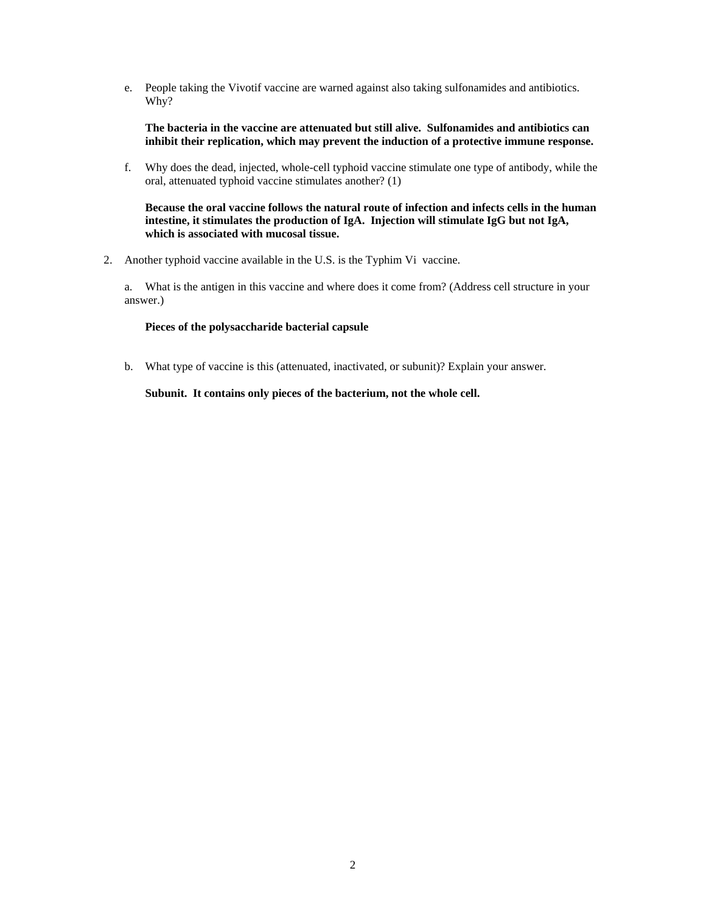e. People taking the Vivotif vaccine are warned against also taking sulfonamides and antibiotics. Why?

**The bacteria in the vaccine are attenuated but still alive. Sulfonamides and antibiotics can inhibit their replication, which may prevent the induction of a protective immune response.**

f. Why does the dead, injected, whole-cell typhoid vaccine stimulate one type of antibody, while the oral, attenuated typhoid vaccine stimulates another? (1)

**Because the oral vaccine follows the natural route of infection and infects cells in the human intestine, it stimulates the production of IgA. Injection will stimulate IgG but not IgA, which is associated with mucosal tissue.**

2. Another typhoid vaccine available in the U.S. is the Typhim Vi vaccine.

a. What is the antigen in this vaccine and where does it come from? (Address cell structure in your answer.)

**Pieces of the polysaccharide bacterial capsule**

b. What type of vaccine is this (attenuated, inactivated, or subunit)? Explain your answer.

**Subunit. It contains only pieces of the bacterium, not the whole cell.**